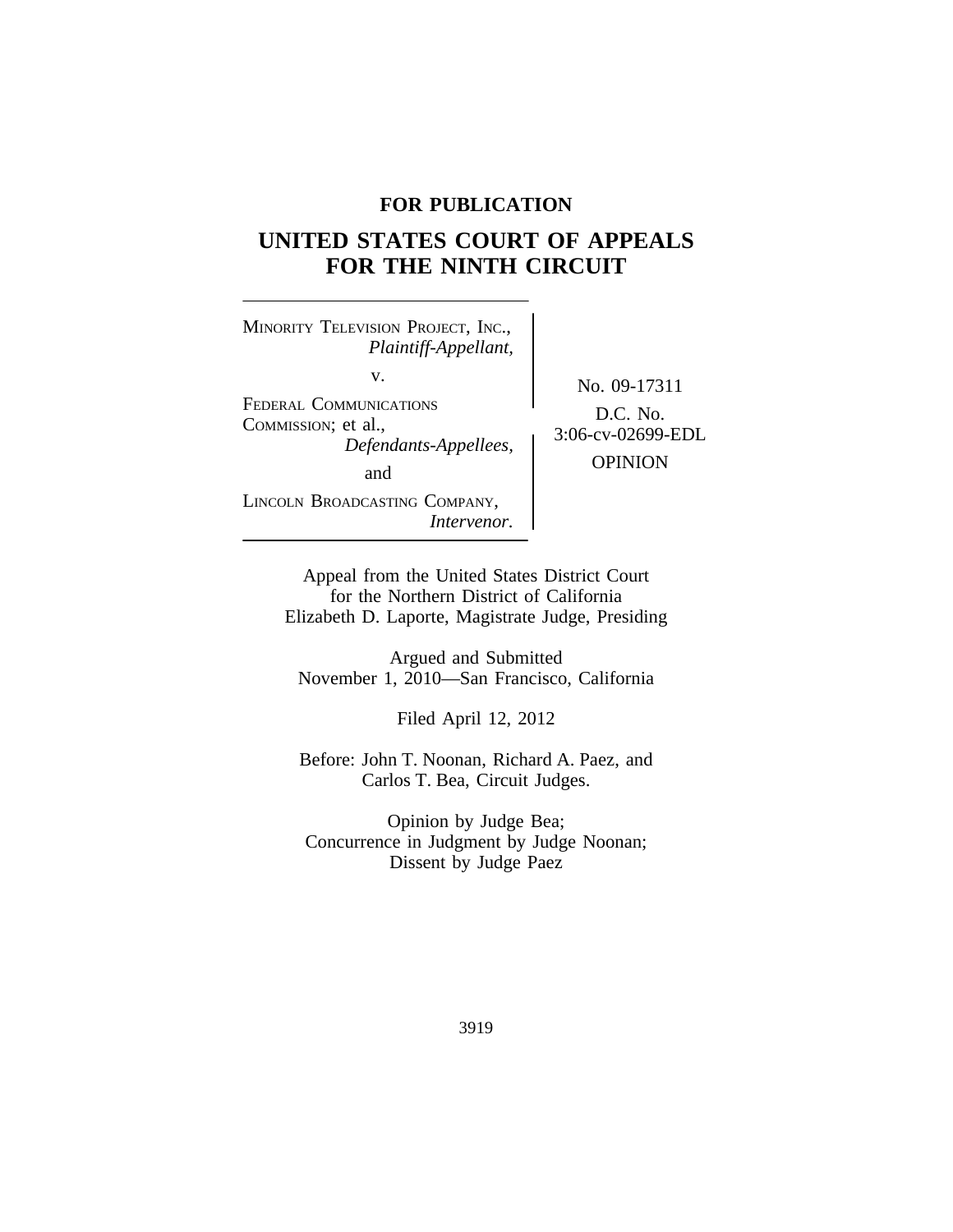**FOR PUBLICATION**

# UNITED STATES COURT OF APPEALS FOR THE NINTH CIRCUIT

MINORITY TELEVISION PROJECT, INC.,
*Plaintiff-Appellant,*

v.

FEDERAL COMMUNICATIONS COMMISSION; et al.,
*Defendants-Appellees,*

and

LINCOLN BROADCASTING COMPANY,
*Intervenor.*

No. 09-17311

D.C. No. 3:06-cv-02699-EDL

OPINION

Appeal from the United States District Court
for the Northern District of California
Elizabeth D. Laporte, Magistrate Judge, Presiding

Argued and Submitted
November 1, 2010—San Francisco, California

Filed April 12, 2012

Before: John T. Noonan, Richard A. Paez, and
Carlos T. Bea, Circuit Judges.

Opinion by Judge Bea;
Concurrence in Judgment by Judge Noonan;
Dissent by Judge Paez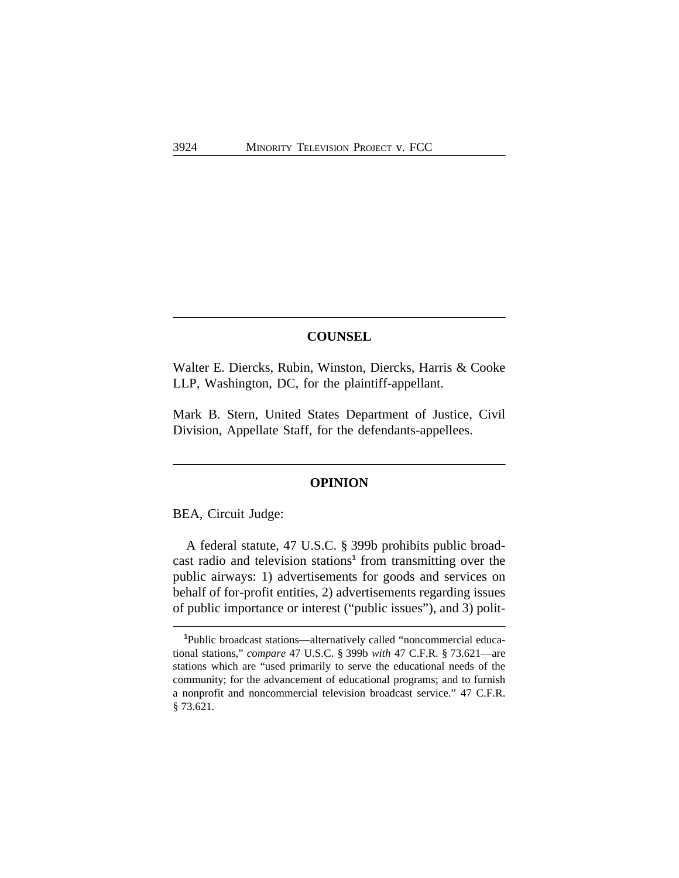## COUNSEL

Walter E. Diercks, Rubin, Winston, Diercks, Harris & Cooke LLP, Washington, DC, for the plaintiff-appellant.

Mark B. Stern, United States Department of Justice, Civil Division, Appellate Staff, for the defendants-appellees.

## OPINION

BEA, Circuit Judge:

A federal statute, 47 U.S.C. § 399b prohibits public broadcast radio and television stations[1] from transmitting over the public airways: 1) advertisements for goods and services on behalf of for-profit entities, 2) advertisements regarding issues of public importance or interest ("public issues"), and 3) polit-

[1]Public broadcast stations—alternatively called "noncommercial educational stations," *compare* 47 U.S.C. § 399b *with* 47 C.F.R. § 73.621—are stations which are "used primarily to serve the educational needs of the community; for the advancement of educational programs; and to furnish a nonprofit and noncommercial television broadcast service." 47 C.F.R. § 73.621.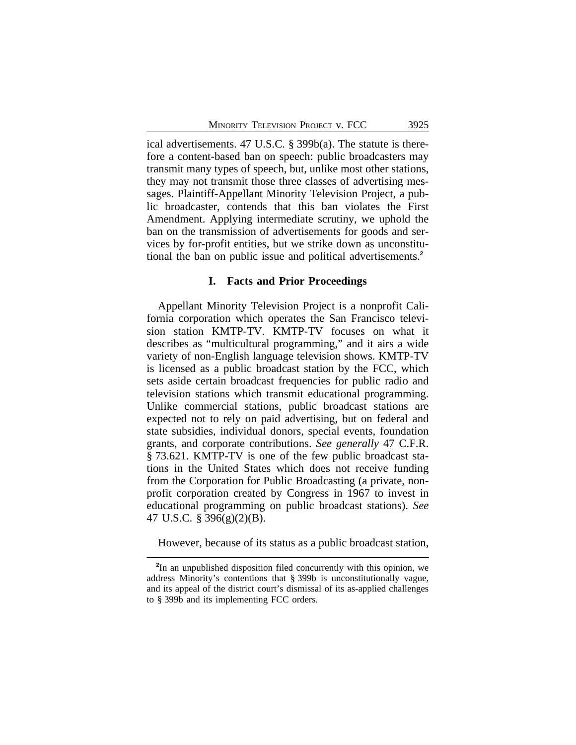ical advertisements. 47 U.S.C. § 399b(a). The statute is therefore a content-based ban on speech: public broadcasters may transmit many types of speech, but, unlike most other stations, they may not transmit those three classes of advertising messages. Plaintiff-Appellant Minority Television Project, a public broadcaster, contends that this ban violates the First Amendment. Applying intermediate scrutiny, we uphold the ban on the transmission of advertisements for goods and services by for-profit entities, but we strike down as unconstitutional the ban on public issue and political advertisements.[2]

## I. Facts and Prior Proceedings

Appellant Minority Television Project is a nonprofit California corporation which operates the San Francisco television station KMTP-TV. KMTP-TV focuses on what it describes as "multicultural programming," and it airs a wide variety of non-English language television shows. KMTP-TV is licensed as a public broadcast station by the FCC, which sets aside certain broadcast frequencies for public radio and television stations which transmit educational programming. Unlike commercial stations, public broadcast stations are expected not to rely on paid advertising, but on federal and state subsidies, individual donors, special events, foundation grants, and corporate contributions. *See generally* 47 C.F.R. § 73.621. KMTP-TV is one of the few public broadcast stations in the United States which does not receive funding from the Corporation for Public Broadcasting (a private, nonprofit corporation created by Congress in 1967 to invest in educational programming on public broadcast stations). *See* 47 U.S.C. § 396(g)(2)(B).

However, because of its status as a public broadcast station,

---

[2]In an unpublished disposition filed concurrently with this opinion, we address Minority's contentions that § 399b is unconstitutionally vague, and its appeal of the district court's dismissal of its as-applied challenges to § 399b and its implementing FCC orders.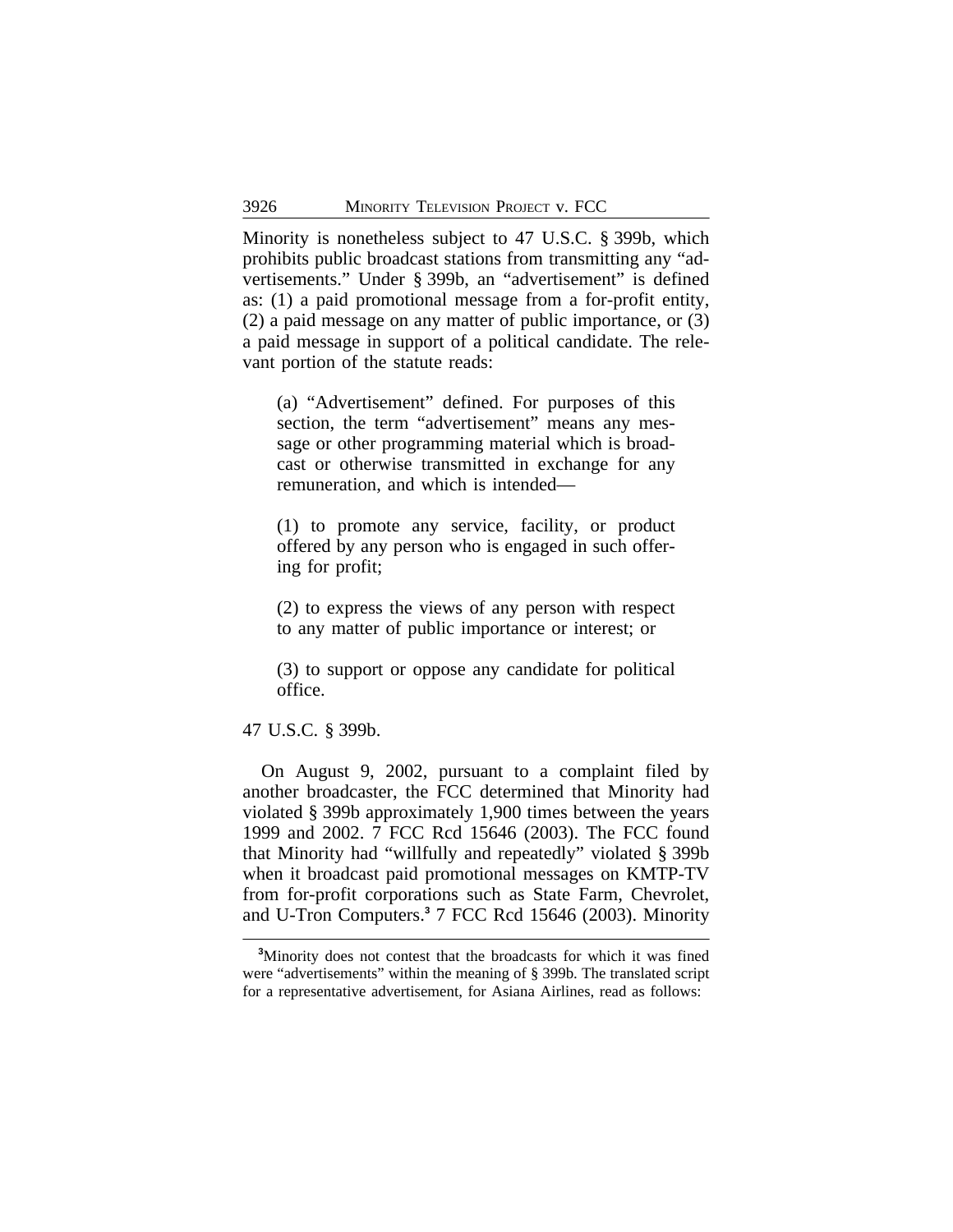Minority is nonetheless subject to 47 U.S.C. § 399b, which prohibits public broadcast stations from transmitting any "advertisements." Under § 399b, an "advertisement" is defined as: (1) a paid promotional message from a for-profit entity, (2) a paid message on any matter of public importance, or (3) a paid message in support of a political candidate. The relevant portion of the statute reads:

> (a) "Advertisement" defined. For purposes of this section, the term "advertisement" means any message or other programming material which is broadcast or otherwise transmitted in exchange for any remuneration, and which is intended—
>
> (1) to promote any service, facility, or product offered by any person who is engaged in such offering for profit;
>
> (2) to express the views of any person with respect to any matter of public importance or interest; or
>
> (3) to support or oppose any candidate for political office.

47 U.S.C. § 399b.

On August 9, 2002, pursuant to a complaint filed by another broadcaster, the FCC determined that Minority had violated § 399b approximately 1,900 times between the years 1999 and 2002. 7 FCC Rcd 15646 (2003). The FCC found that Minority had "willfully and repeatedly" violated § 399b when it broadcast paid promotional messages on KMTP-TV from for-profit corporations such as State Farm, Chevrolet, and U-Tron Computers.[3] 7 FCC Rcd 15646 (2003). Minority

---

[3] Minority does not contest that the broadcasts for which it was fined were "advertisements" within the meaning of § 399b. The translated script for a representative advertisement, for Asiana Airlines, read as follows: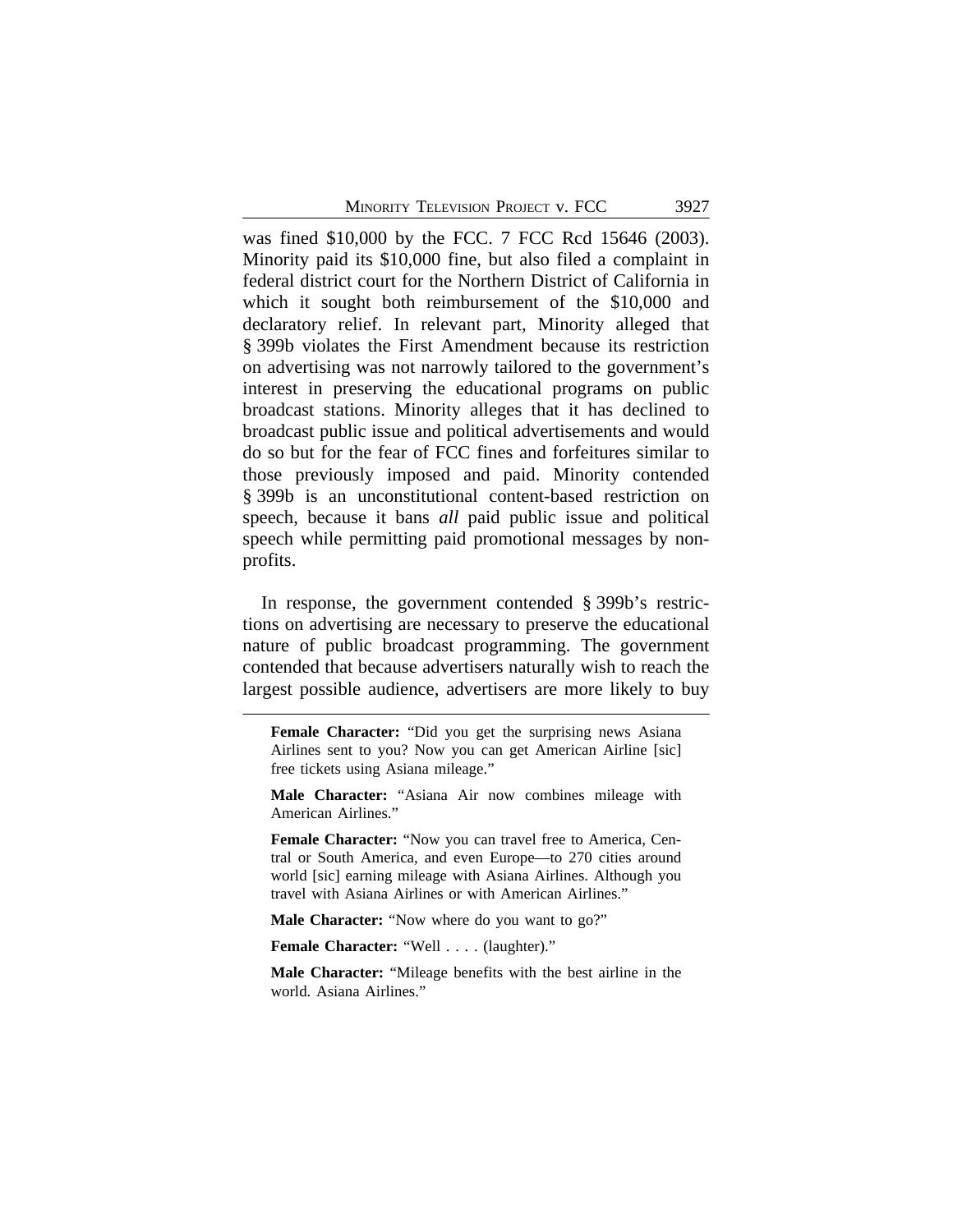was fined $10,000 by the FCC. 7 FCC Rcd 15646 (2003). Minority paid its $10,000 fine, but also filed a complaint in federal district court for the Northern District of California in which it sought both reimbursement of the $10,000 and declaratory relief. In relevant part, Minority alleged that § 399b violates the First Amendment because its restriction on advertising was not narrowly tailored to the government's interest in preserving the educational programs on public broadcast stations. Minority alleges that it has declined to broadcast public issue and political advertisements and would do so but for the fear of FCC fines and forfeitures similar to those previously imposed and paid. Minority contended § 399b is an unconstitutional content-based restriction on speech, because it bans *all* paid public issue and political speech while permitting paid promotional messages by non-profits.

In response, the government contended § 399b's restrictions on advertising are necessary to preserve the educational nature of public broadcast programming. The government contended that because advertisers naturally wish to reach the largest possible audience, advertisers are more likely to buy

---

**Female Character:** "Did you get the surprising news Asiana Airlines sent to you? Now you can get American Airline [sic] free tickets using Asiana mileage."

**Male Character:** "Asiana Air now combines mileage with American Airlines."

**Female Character:** "Now you can travel free to America, Central or South America, and even Europe—to 270 cities around world [sic] earning mileage with Asiana Airlines. Although you travel with Asiana Airlines or with American Airlines."

**Male Character:** "Now where do you want to go?"

**Female Character:** "Well . . . . (laughter)."

**Male Character:** "Mileage benefits with the best airline in the world. Asiana Airlines."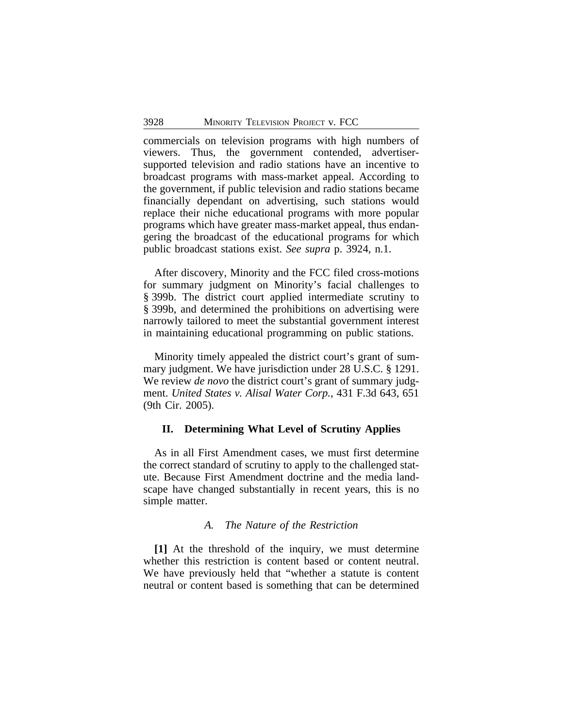commercials on television programs with high numbers of viewers. Thus, the government contended, advertiser-supported television and radio stations have an incentive to broadcast programs with mass-market appeal. According to the government, if public television and radio stations became financially dependant on advertising, such stations would replace their niche educational programs with more popular programs which have greater mass-market appeal, thus endangering the broadcast of the educational programs for which public broadcast stations exist. *See supra* p. 3924, n.1.

After discovery, Minority and the FCC filed cross-motions for summary judgment on Minority's facial challenges to § 399b. The district court applied intermediate scrutiny to § 399b, and determined the prohibitions on advertising were narrowly tailored to meet the substantial government interest in maintaining educational programming on public stations.

Minority timely appealed the district court's grant of summary judgment. We have jurisdiction under 28 U.S.C. § 1291. We review *de novo* the district court's grant of summary judgment. *United States v. Alisal Water Corp.*, 431 F.3d 643, 651 (9th Cir. 2005).

## II. Determining What Level of Scrutiny Applies

As in all First Amendment cases, we must first determine the correct standard of scrutiny to apply to the challenged statute. Because First Amendment doctrine and the media landscape have changed substantially in recent years, this is no simple matter.

### *A. The Nature of the Restriction*

**[1]** At the threshold of the inquiry, we must determine whether this restriction is content based or content neutral. We have previously held that "whether a statute is content neutral or content based is something that can be determined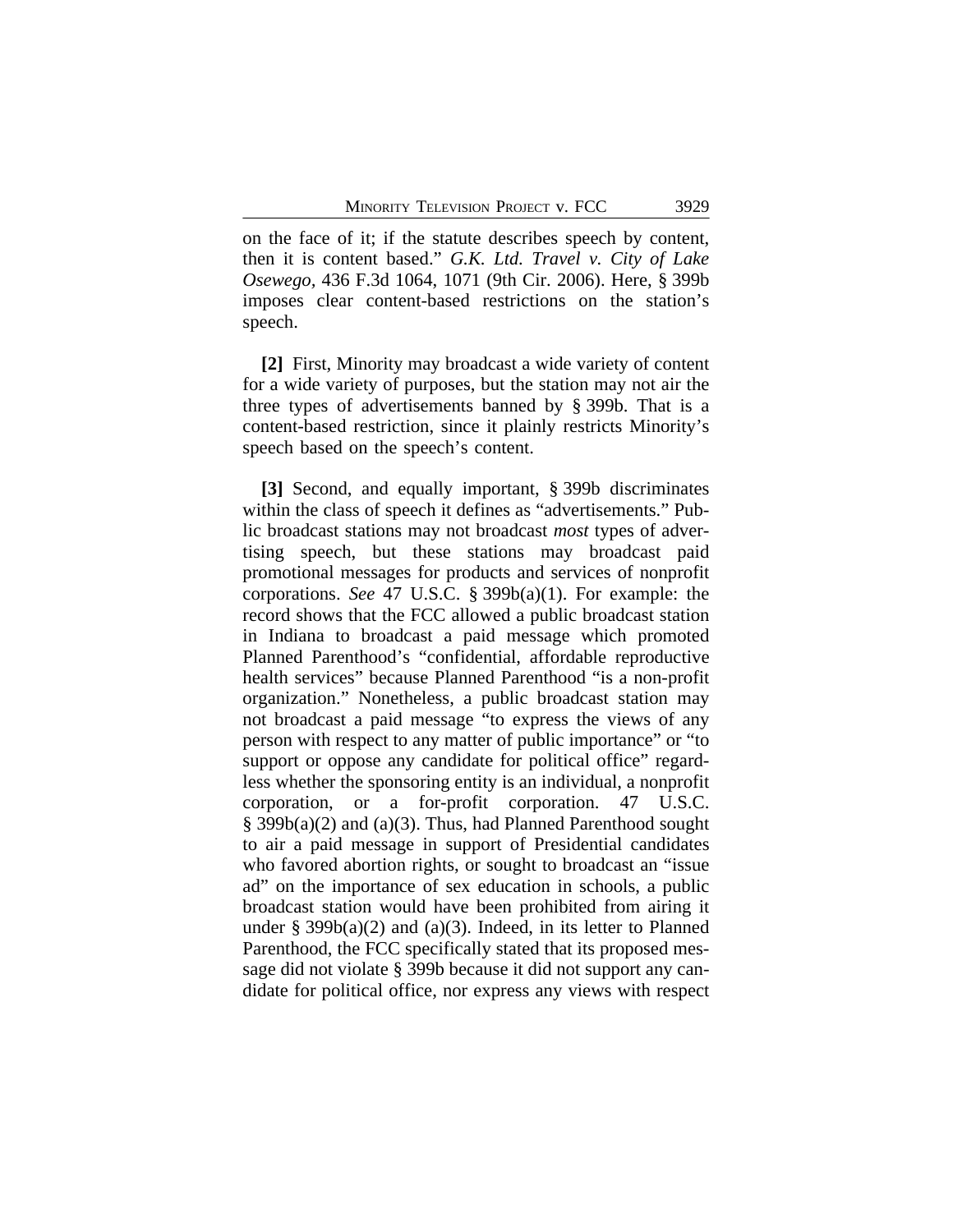on the face of it; if the statute describes speech by content, then it is content based." *G.K. Ltd. Travel v. City of Lake Osewego*, 436 F.3d 1064, 1071 (9th Cir. 2006). Here, § 399b imposes clear content-based restrictions on the station's speech.

**[2]** First, Minority may broadcast a wide variety of content for a wide variety of purposes, but the station may not air the three types of advertisements banned by § 399b. That is a content-based restriction, since it plainly restricts Minority's speech based on the speech's content.

**[3]** Second, and equally important, § 399b discriminates within the class of speech it defines as "advertisements." Public broadcast stations may not broadcast *most* types of advertising speech, but these stations may broadcast paid promotional messages for products and services of nonprofit corporations. *See* 47 U.S.C. § 399b(a)(1). For example: the record shows that the FCC allowed a public broadcast station in Indiana to broadcast a paid message which promoted Planned Parenthood's "confidential, affordable reproductive health services" because Planned Parenthood "is a non-profit organization." Nonetheless, a public broadcast station may not broadcast a paid message "to express the views of any person with respect to any matter of public importance" or "to support or oppose any candidate for political office" regardless whether the sponsoring entity is an individual, a nonprofit corporation, or a for-profit corporation. 47 U.S.C. § 399b(a)(2) and (a)(3). Thus, had Planned Parenthood sought to air a paid message in support of Presidential candidates who favored abortion rights, or sought to broadcast an "issue ad" on the importance of sex education in schools, a public broadcast station would have been prohibited from airing it under § 399b(a)(2) and (a)(3). Indeed, in its letter to Planned Parenthood, the FCC specifically stated that its proposed message did not violate § 399b because it did not support any candidate for political office, nor express any views with respect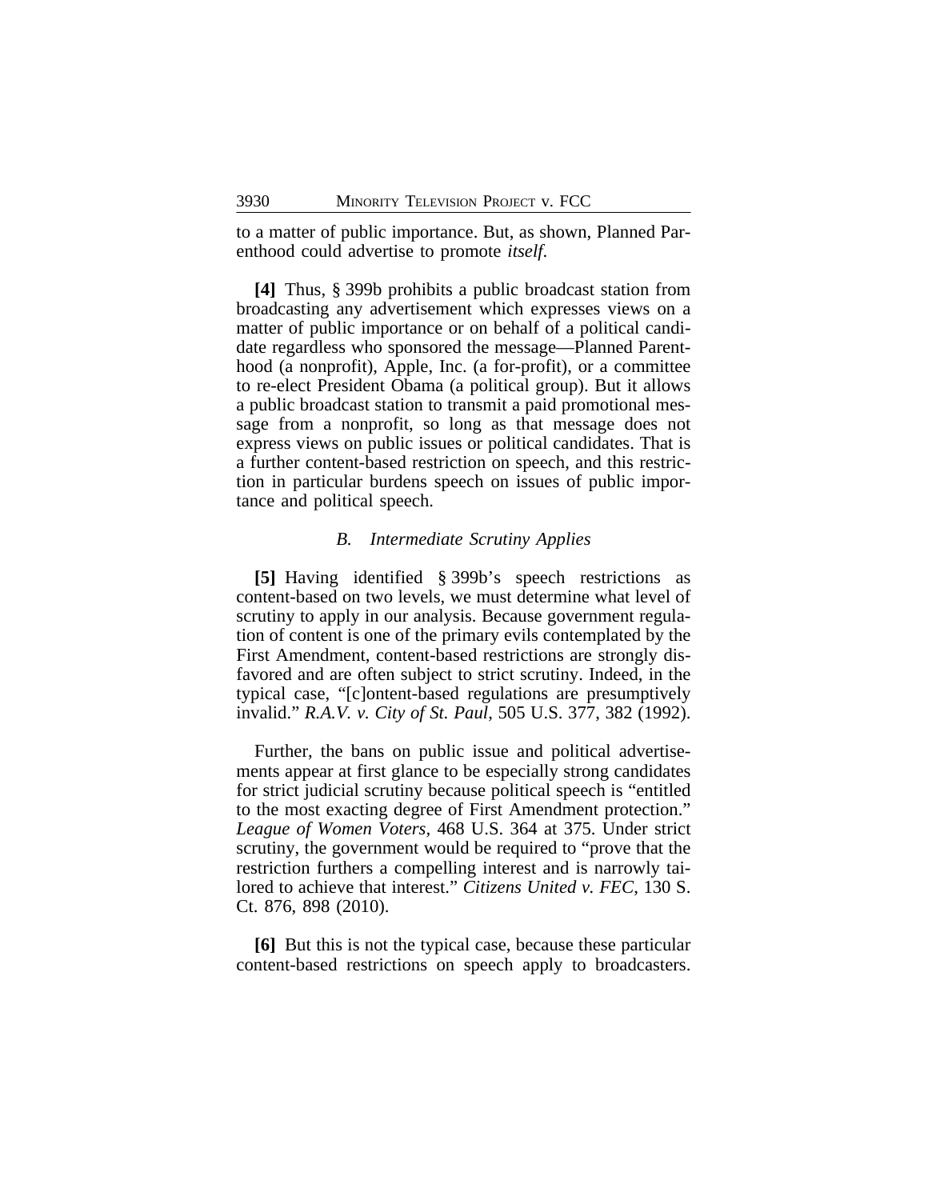to a matter of public importance. But, as shown, Planned Parenthood could advertise to promote *itself*.

**[4]** Thus, § 399b prohibits a public broadcast station from broadcasting any advertisement which expresses views on a matter of public importance or on behalf of a political candidate regardless who sponsored the message—Planned Parenthood (a nonprofit), Apple, Inc. (a for-profit), or a committee to re-elect President Obama (a political group). But it allows a public broadcast station to transmit a paid promotional message from a nonprofit, so long as that message does not express views on public issues or political candidates. That is a further content-based restriction on speech, and this restriction in particular burdens speech on issues of public importance and political speech.

### *B. Intermediate Scrutiny Applies*

**[5]** Having identified § 399b's speech restrictions as content-based on two levels, we must determine what level of scrutiny to apply in our analysis. Because government regulation of content is one of the primary evils contemplated by the First Amendment, content-based restrictions are strongly disfavored and are often subject to strict scrutiny. Indeed, in the typical case, "[c]ontent-based regulations are presumptively invalid." *R.A.V. v. City of St. Paul*, 505 U.S. 377, 382 (1992).

Further, the bans on public issue and political advertisements appear at first glance to be especially strong candidates for strict judicial scrutiny because political speech is "entitled to the most exacting degree of First Amendment protection." *League of Women Voters*, 468 U.S. 364 at 375. Under strict scrutiny, the government would be required to "prove that the restriction furthers a compelling interest and is narrowly tailored to achieve that interest." *Citizens United v. FEC*, 130 S. Ct. 876, 898 (2010).

**[6]** But this is not the typical case, because these particular content-based restrictions on speech apply to broadcasters.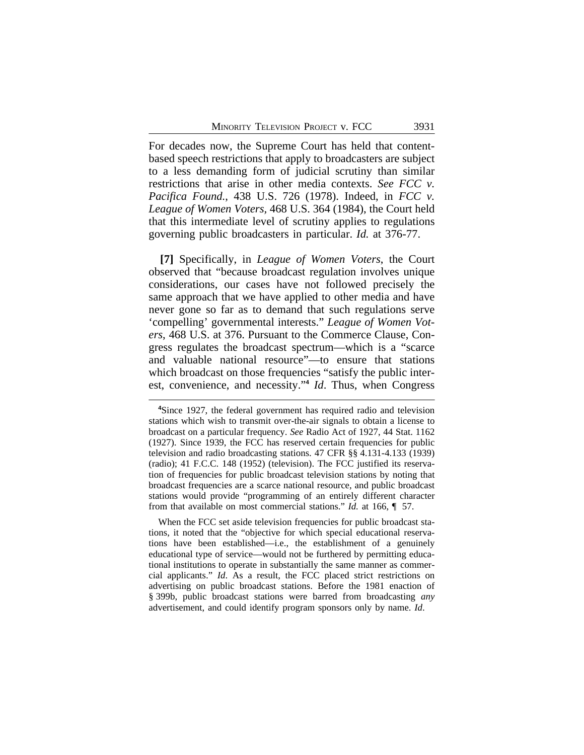For decades now, the Supreme Court has held that content-based speech restrictions that apply to broadcasters are subject to a less demanding form of judicial scrutiny than similar restrictions that arise in other media contexts. *See FCC v. Pacifica Found.*, 438 U.S. 726 (1978). Indeed, in *FCC v. League of Women Voters*, 468 U.S. 364 (1984), the Court held that this intermediate level of scrutiny applies to regulations governing public broadcasters in particular. *Id.* at 376-77.

**[7]** Specifically, in *League of Women Voters*, the Court observed that "because broadcast regulation involves unique considerations, our cases have not followed precisely the same approach that we have applied to other media and have never gone so far as to demand that such regulations serve 'compelling' governmental interests." *League of Women Voters*, 468 U.S. at 376. Pursuant to the Commerce Clause, Congress regulates the broadcast spectrum—which is a "scarce and valuable national resource"—to ensure that stations which broadcast on those frequencies "satisfy the public interest, convenience, and necessity."[4] *Id*. Thus, when Congress

---

[4]Since 1927, the federal government has required radio and television stations which wish to transmit over-the-air signals to obtain a license to broadcast on a particular frequency. *See* Radio Act of 1927, 44 Stat. 1162 (1927). Since 1939, the FCC has reserved certain frequencies for public television and radio broadcasting stations. 47 CFR §§ 4.131-4.133 (1939) (radio); 41 F.C.C. 148 (1952) (television). The FCC justified its reservation of frequencies for public broadcast television stations by noting that broadcast frequencies are a scarce national resource, and public broadcast stations would provide "programming of an entirely different character from that available on most commercial stations." *Id.* at 166, ¶ 57.

When the FCC set aside television frequencies for public broadcast stations, it noted that the "objective for which special educational reservations have been established—i.e., the establishment of a genuinely educational type of service—would not be furthered by permitting educational institutions to operate in substantially the same manner as commercial applicants." *Id*. As a result, the FCC placed strict restrictions on advertising on public broadcast stations. Before the 1981 enaction of § 399b, public broadcast stations were barred from broadcasting *any* advertisement, and could identify program sponsors only by name. *Id*.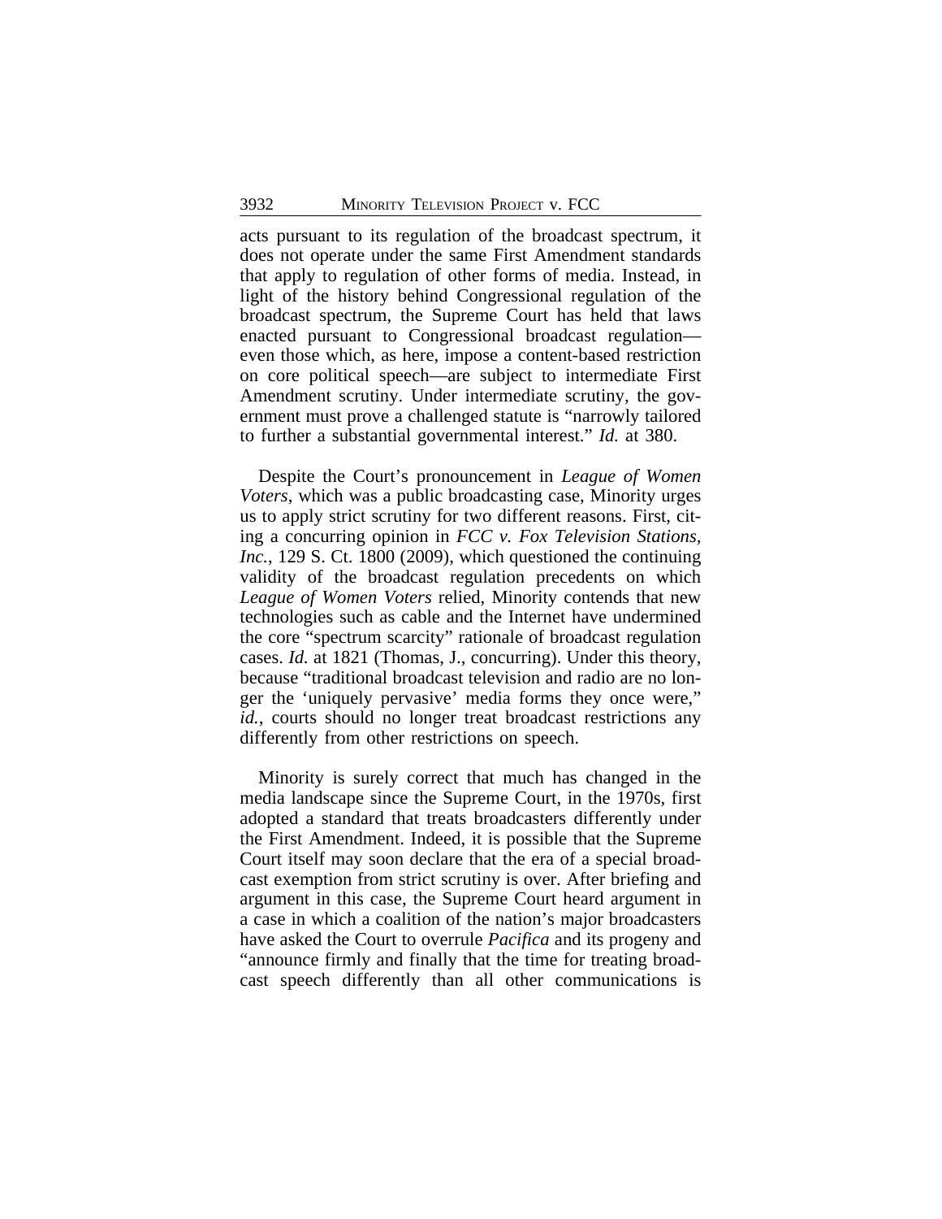acts pursuant to its regulation of the broadcast spectrum, it does not operate under the same First Amendment standards that apply to regulation of other forms of media. Instead, in light of the history behind Congressional regulation of the broadcast spectrum, the Supreme Court has held that laws enacted pursuant to Congressional broadcast regulation—even those which, as here, impose a content-based restriction on core political speech—are subject to intermediate First Amendment scrutiny. Under intermediate scrutiny, the government must prove a challenged statute is "narrowly tailored to further a substantial governmental interest." *Id.* at 380.

Despite the Court's pronouncement in *League of Women Voters*, which was a public broadcasting case, Minority urges us to apply strict scrutiny for two different reasons. First, citing a concurring opinion in *FCC v. Fox Television Stations, Inc.*, 129 S. Ct. 1800 (2009), which questioned the continuing validity of the broadcast regulation precedents on which *League of Women Voters* relied, Minority contends that new technologies such as cable and the Internet have undermined the core "spectrum scarcity" rationale of broadcast regulation cases. *Id.* at 1821 (Thomas, J., concurring). Under this theory, because "traditional broadcast television and radio are no longer the 'uniquely pervasive' media forms they once were," *id.*, courts should no longer treat broadcast restrictions any differently from other restrictions on speech.

Minority is surely correct that much has changed in the media landscape since the Supreme Court, in the 1970s, first adopted a standard that treats broadcasters differently under the First Amendment. Indeed, it is possible that the Supreme Court itself may soon declare that the era of a special broadcast exemption from strict scrutiny is over. After briefing and argument in this case, the Supreme Court heard argument in a case in which a coalition of the nation's major broadcasters have asked the Court to overrule *Pacifica* and its progeny and "announce firmly and finally that the time for treating broadcast speech differently than all other communications is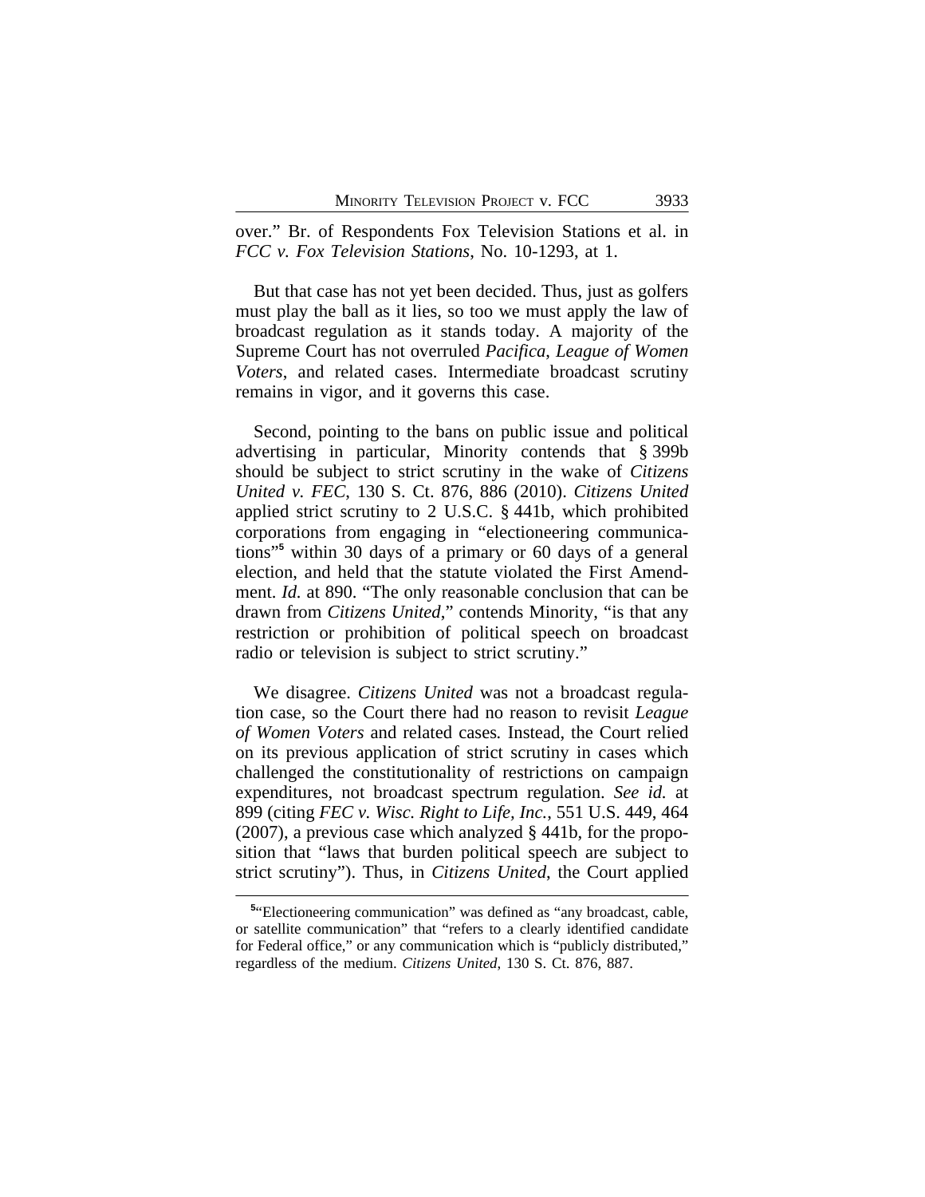over." Br. of Respondents Fox Television Stations et al. in *FCC v. Fox Television Stations*, No. 10-1293, at 1.

But that case has not yet been decided. Thus, just as golfers must play the ball as it lies, so too we must apply the law of broadcast regulation as it stands today. A majority of the Supreme Court has not overruled *Pacifica*, *League of Women Voters*, and related cases. Intermediate broadcast scrutiny remains in vigor, and it governs this case.

Second, pointing to the bans on public issue and political advertising in particular, Minority contends that § 399b should be subject to strict scrutiny in the wake of *Citizens United v. FEC*, 130 S. Ct. 876, 886 (2010). *Citizens United* applied strict scrutiny to 2 U.S.C. § 441b, which prohibited corporations from engaging in "electioneering communications"[5] within 30 days of a primary or 60 days of a general election, and held that the statute violated the First Amendment. *Id.* at 890. "The only reasonable conclusion that can be drawn from *Citizens United*," contends Minority, "is that any restriction or prohibition of political speech on broadcast radio or television is subject to strict scrutiny."

We disagree. *Citizens United* was not a broadcast regulation case, so the Court there had no reason to revisit *League of Women Voters* and related cases. Instead, the Court relied on its previous application of strict scrutiny in cases which challenged the constitutionality of restrictions on campaign expenditures, not broadcast spectrum regulation. *See id.* at 899 (citing *FEC v. Wisc. Right to Life, Inc.*, 551 U.S. 449, 464 (2007), a previous case which analyzed § 441b, for the proposition that "laws that burden political speech are subject to strict scrutiny"). Thus, in *Citizens United*, the Court applied

[5]"Electioneering communication" was defined as "any broadcast, cable, or satellite communication" that "refers to a clearly identified candidate for Federal office," or any communication which is "publicly distributed," regardless of the medium. *Citizens United*, 130 S. Ct. 876, 887.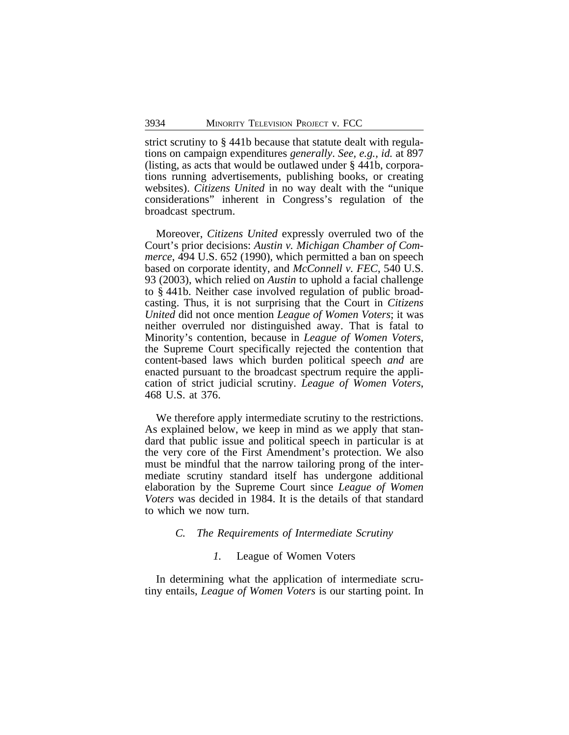strict scrutiny to § 441b because that statute dealt with regulations on campaign expenditures *generally*. *See, e.g.*, *id.* at 897 (listing, as acts that would be outlawed under § 441b, corporations running advertisements, publishing books, or creating websites). *Citizens United* in no way dealt with the "unique considerations" inherent in Congress's regulation of the broadcast spectrum.

Moreover, *Citizens United* expressly overruled two of the Court's prior decisions: *Austin v. Michigan Chamber of Commerce*, 494 U.S. 652 (1990), which permitted a ban on speech based on corporate identity, and *McConnell v. FEC*, 540 U.S. 93 (2003), which relied on *Austin* to uphold a facial challenge to § 441b. Neither case involved regulation of public broadcasting. Thus, it is not surprising that the Court in *Citizens United* did not once mention *League of Women Voters*; it was neither overruled nor distinguished away. That is fatal to Minority's contention, because in *League of Women Voters*, the Supreme Court specifically rejected the contention that content-based laws which burden political speech *and* are enacted pursuant to the broadcast spectrum require the application of strict judicial scrutiny. *League of Women Voters*, 468 U.S. at 376.

We therefore apply intermediate scrutiny to the restrictions. As explained below, we keep in mind as we apply that standard that public issue and political speech in particular is at the very core of the First Amendment's protection. We also must be mindful that the narrow tailoring prong of the intermediate scrutiny standard itself has undergone additional elaboration by the Supreme Court since *League of Women Voters* was decided in 1984. It is the details of that standard to which we now turn.

### *C. The Requirements of Intermediate Scrutiny*

#### *1.* League of Women Voters

In determining what the application of intermediate scrutiny entails, *League of Women Voters* is our starting point. In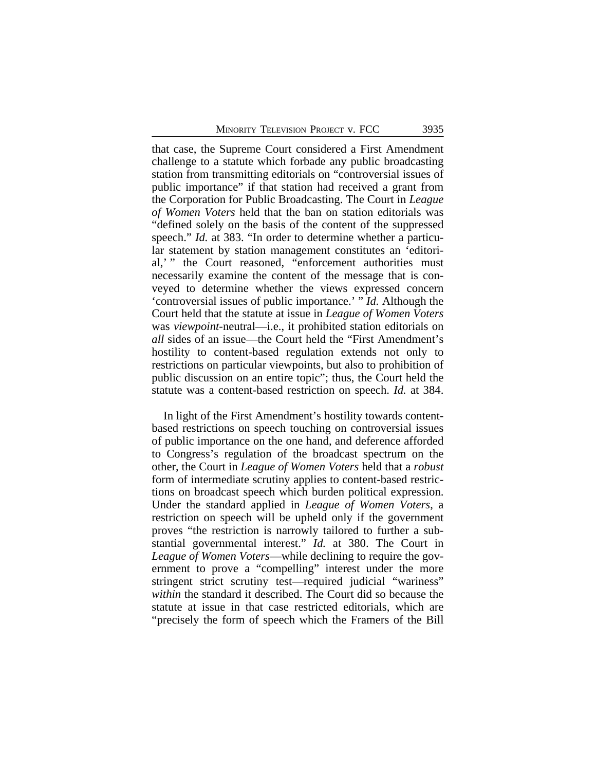that case, the Supreme Court considered a First Amendment challenge to a statute which forbade any public broadcasting station from transmitting editorials on "controversial issues of public importance" if that station had received a grant from the Corporation for Public Broadcasting. The Court in *League of Women Voters* held that the ban on station editorials was "defined solely on the basis of the content of the suppressed speech." *Id.* at 383. "In order to determine whether a particular statement by station management constitutes an 'editorial,' " the Court reasoned, "enforcement authorities must necessarily examine the content of the message that is conveyed to determine whether the views expressed concern 'controversial issues of public importance.' " *Id.* Although the Court held that the statute at issue in *League of Women Voters* was *viewpoint*-neutral—i.e., it prohibited station editorials on *all* sides of an issue—the Court held the "First Amendment's hostility to content-based regulation extends not only to restrictions on particular viewpoints, but also to prohibition of public discussion on an entire topic"; thus, the Court held the statute was a content-based restriction on speech. *Id.* at 384.

In light of the First Amendment's hostility towards content-based restrictions on speech touching on controversial issues of public importance on the one hand, and deference afforded to Congress's regulation of the broadcast spectrum on the other, the Court in *League of Women Voters* held that a *robust* form of intermediate scrutiny applies to content-based restrictions on broadcast speech which burden political expression. Under the standard applied in *League of Women Voters*, a restriction on speech will be upheld only if the government proves "the restriction is narrowly tailored to further a substantial governmental interest." *Id.* at 380. The Court in *League of Women Voters*—while declining to require the government to prove a "compelling" interest under the more stringent strict scrutiny test—required judicial "wariness" *within* the standard it described. The Court did so because the statute at issue in that case restricted editorials, which are "precisely the form of speech which the Framers of the Bill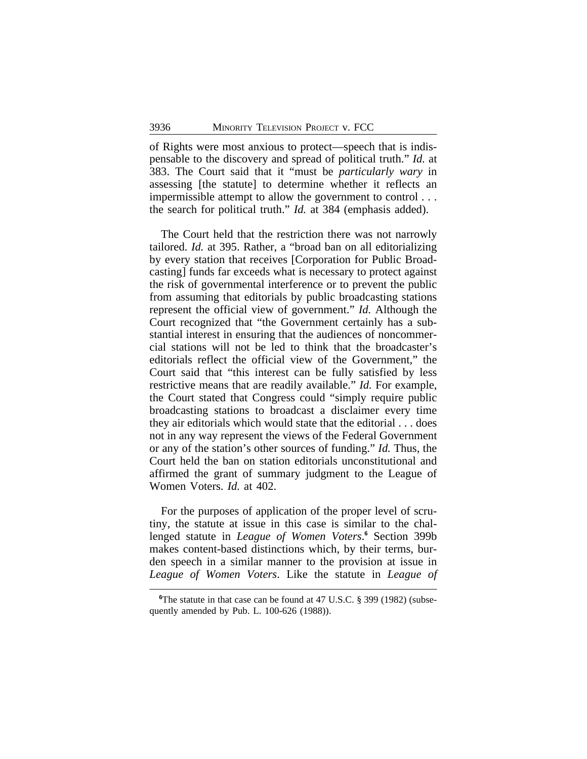of Rights were most anxious to protect—speech that is indispensable to the discovery and spread of political truth." *Id.* at 383. The Court said that it "must be *particularly wary* in assessing [the statute] to determine whether it reflects an impermissible attempt to allow the government to control . . . the search for political truth." *Id.* at 384 (emphasis added).

The Court held that the restriction there was not narrowly tailored. *Id.* at 395. Rather, a "broad ban on all editorializing by every station that receives [Corporation for Public Broadcasting] funds far exceeds what is necessary to protect against the risk of governmental interference or to prevent the public from assuming that editorials by public broadcasting stations represent the official view of government." *Id.* Although the Court recognized that "the Government certainly has a substantial interest in ensuring that the audiences of noncommercial stations will not be led to think that the broadcaster's editorials reflect the official view of the Government," the Court said that "this interest can be fully satisfied by less restrictive means that are readily available." *Id.* For example, the Court stated that Congress could "simply require public broadcasting stations to broadcast a disclaimer every time they air editorials which would state that the editorial . . . does not in any way represent the views of the Federal Government or any of the station's other sources of funding." *Id.* Thus, the Court held the ban on station editorials unconstitutional and affirmed the grant of summary judgment to the League of Women Voters. *Id.* at 402.

For the purposes of application of the proper level of scrutiny, the statute at issue in this case is similar to the challenged statute in *League of Women Voters*.[6] Section 399b makes content-based distinctions which, by their terms, burden speech in a similar manner to the provision at issue in *League of Women Voters*. Like the statute in *League of*

[6]The statute in that case can be found at 47 U.S.C. § 399 (1982) (subsequently amended by Pub. L. 100-626 (1988)).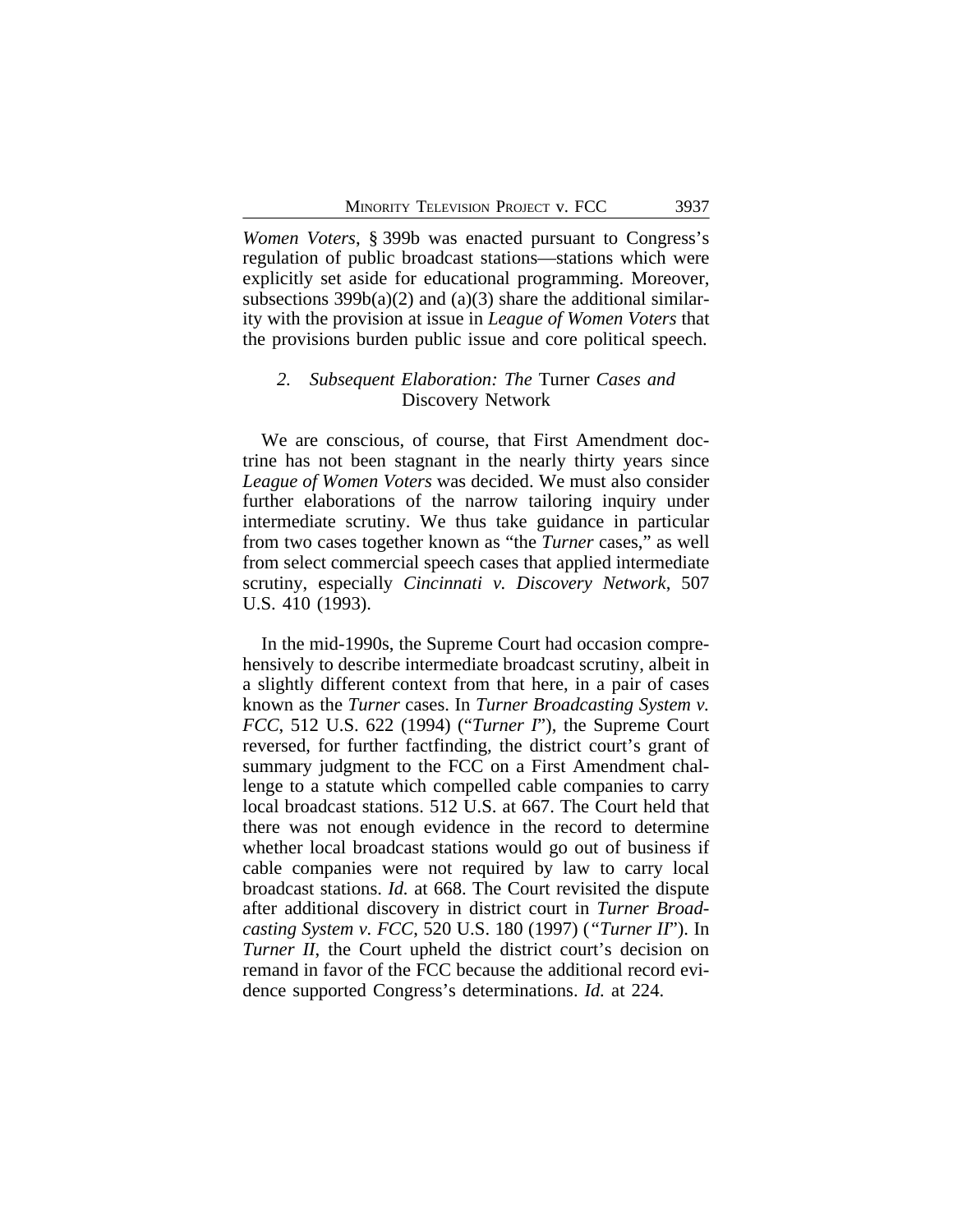*Women Voters*, § 399b was enacted pursuant to Congress's regulation of public broadcast stations—stations which were explicitly set aside for educational programming. Moreover, subsections 399b(a)(2) and (a)(3) share the additional similarity with the provision at issue in *League of Women Voters* that the provisions burden public issue and core political speech.

### 2. *Subsequent Elaboration: The* Turner *Cases and* Discovery Network

We are conscious, of course, that First Amendment doctrine has not been stagnant in the nearly thirty years since *League of Women Voters* was decided. We must also consider further elaborations of the narrow tailoring inquiry under intermediate scrutiny. We thus take guidance in particular from two cases together known as "the *Turner* cases," as well from select commercial speech cases that applied intermediate scrutiny, especially *Cincinnati v. Discovery Network*, 507 U.S. 410 (1993).

In the mid-1990s, the Supreme Court had occasion comprehensively to describe intermediate broadcast scrutiny, albeit in a slightly different context from that here, in a pair of cases known as the *Turner* cases. In *Turner Broadcasting System v. FCC*, 512 U.S. 622 (1994) ("*Turner I*"), the Supreme Court reversed, for further factfinding, the district court's grant of summary judgment to the FCC on a First Amendment challenge to a statute which compelled cable companies to carry local broadcast stations. 512 U.S. at 667. The Court held that there was not enough evidence in the record to determine whether local broadcast stations would go out of business if cable companies were not required by law to carry local broadcast stations. *Id.* at 668. The Court revisited the dispute after additional discovery in district court in *Turner Broadcasting System v. FCC*, 520 U.S. 180 (1997) ("*Turner II*"). In *Turner II*, the Court upheld the district court's decision on remand in favor of the FCC because the additional record evidence supported Congress's determinations. *Id.* at 224.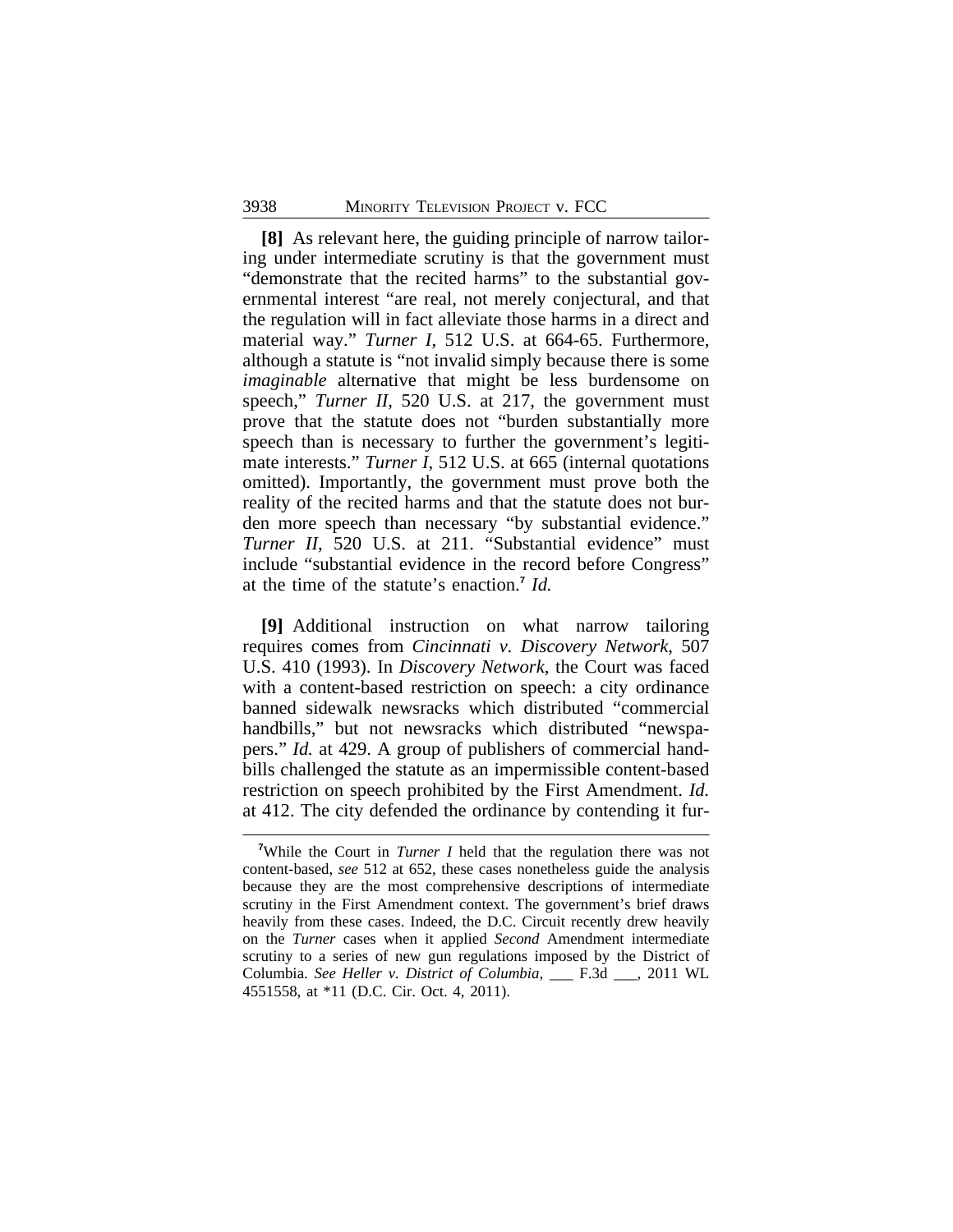**[8]** As relevant here, the guiding principle of narrow tailoring under intermediate scrutiny is that the government must "demonstrate that the recited harms" to the substantial governmental interest "are real, not merely conjectural, and that the regulation will in fact alleviate those harms in a direct and material way." *Turner I*, 512 U.S. at 664-65. Furthermore, although a statute is "not invalid simply because there is some *imaginable* alternative that might be less burdensome on speech," *Turner II*, 520 U.S. at 217, the government must prove that the statute does not "burden substantially more speech than is necessary to further the government's legitimate interests." *Turner I*, 512 U.S. at 665 (internal quotations omitted). Importantly, the government must prove both the reality of the recited harms and that the statute does not burden more speech than necessary "by substantial evidence." *Turner II*, 520 U.S. at 211. "Substantial evidence" must include "substantial evidence in the record before Congress" at the time of the statute's enactment.[7] *Id.*

**[9]** Additional instruction on what narrow tailoring requires comes from *Cincinnati v. Discovery Network*, 507 U.S. 410 (1993). In *Discovery Network*, the Court was faced with a content-based restriction on speech: a city ordinance banned sidewalk newsracks which distributed "commercial handbills," but not newsracks which distributed "newspapers." *Id.* at 429. A group of publishers of commercial handbills challenged the statute as an impermissible content-based restriction on speech prohibited by the First Amendment. *Id.* at 412. The city defended the ordinance by contending it fur-

[7]While the Court in *Turner I* held that the regulation there was not content-based, *see* 512 at 652, these cases nonetheless guide the analysis because they are the most comprehensive descriptions of intermediate scrutiny in the First Amendment context. The government's brief draws heavily from these cases. Indeed, the D.C. Circuit recently drew heavily on the *Turner* cases when it applied *Second* Amendment intermediate scrutiny to a series of new gun regulations imposed by the District of Columbia. *See Heller v. District of Columbia*, ___ F.3d ___, 2011 WL 4551558, at *11 (D.C. Cir. Oct. 4, 2011).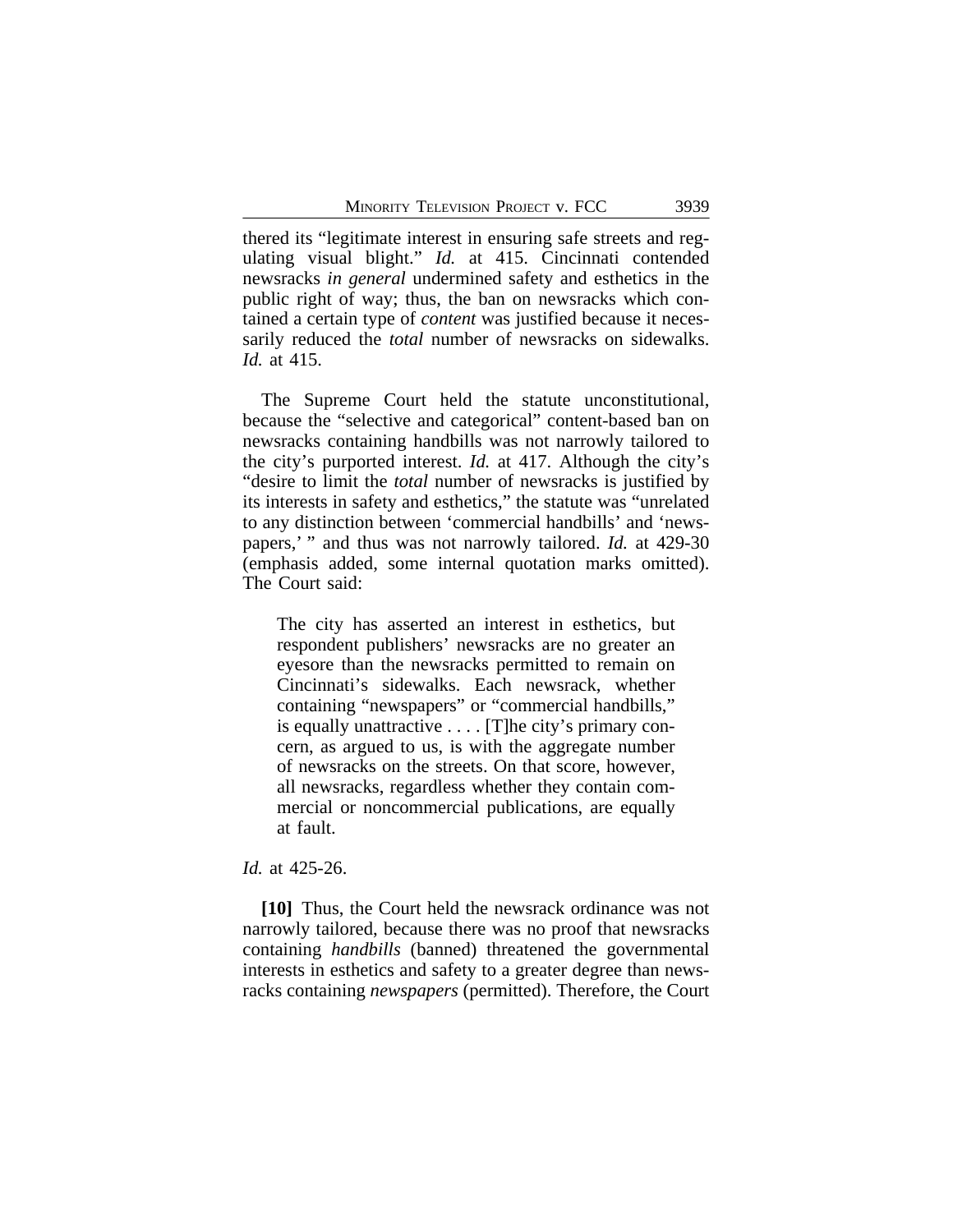thered its "legitimate interest in ensuring safe streets and regulating visual blight." *Id.* at 415. Cincinnati contended newsracks *in general* undermined safety and esthetics in the public right of way; thus, the ban on newsracks which contained a certain type of *content* was justified because it necessarily reduced the *total* number of newsracks on sidewalks. *Id.* at 415.

The Supreme Court held the statute unconstitutional, because the "selective and categorical" content-based ban on newsracks containing handbills was not narrowly tailored to the city's purported interest. *Id.* at 417. Although the city's "desire to limit the *total* number of newsracks is justified by its interests in safety and esthetics," the statute was "unrelated to any distinction between 'commercial handbills' and 'newspapers,' " and thus was not narrowly tailored. *Id.* at 429-30 (emphasis added, some internal quotation marks omitted). The Court said:

> The city has asserted an interest in esthetics, but respondent publishers' newsracks are no greater an eyesore than the newsracks permitted to remain on Cincinnati's sidewalks. Each newsrack, whether containing "newspapers" or "commercial handbills," is equally unattractive . . . . [T]he city's primary concern, as argued to us, is with the aggregate number of newsracks on the streets. On that score, however, all newsracks, regardless whether they contain commercial or noncommercial publications, are equally at fault.

*Id.* at 425-26.

**[10]** Thus, the Court held the newsrack ordinance was not narrowly tailored, because there was no proof that newsracks containing *handbills* (banned) threatened the governmental interests in esthetics and safety to a greater degree than newsracks containing *newspapers* (permitted). Therefore, the Court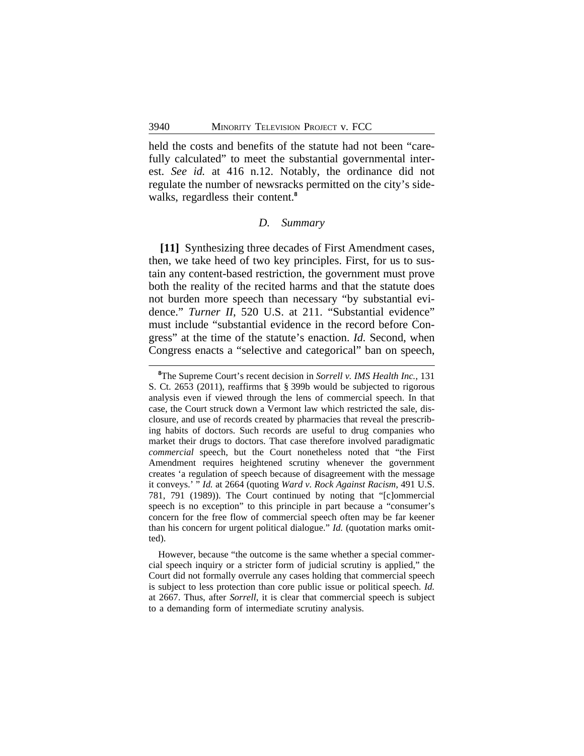held the costs and benefits of the statute had not been "carefully calculated" to meet the substantial governmental interest. *See id.* at 416 n.12. Notably, the ordinance did not regulate the number of newsracks permitted on the city's sidewalks, regardless their content.[8]

### *D. Summary*

**[11]** Synthesizing three decades of First Amendment cases, then, we take heed of two key principles. First, for us to sustain any content-based restriction, the government must prove both the reality of the recited harms and that the statute does not burden more speech than necessary "by substantial evidence." *Turner II*, 520 U.S. at 211. "Substantial evidence" must include "substantial evidence in the record before Congress" at the time of the statute's enaction. *Id.* Second, when Congress enacts a "selective and categorical" ban on speech,

---

[8]The Supreme Court's recent decision in *Sorrell v. IMS Health Inc.*, 131 S. Ct. 2653 (2011), reaffirms that § 399b would be subjected to rigorous analysis even if viewed through the lens of commercial speech. In that case, the Court struck down a Vermont law which restricted the sale, disclosure, and use of records created by pharmacies that reveal the prescribing habits of doctors. Such records are useful to drug companies who market their drugs to doctors. That case therefore involved paradigmatic *commercial* speech, but the Court nonetheless noted that "the First Amendment requires heightened scrutiny whenever the government creates 'a regulation of speech because of disagreement with the message it conveys.' " *Id.* at 2664 (quoting *Ward v. Rock Against Racism*, 491 U.S. 781, 791 (1989)). The Court continued by noting that "[c]ommercial speech is no exception" to this principle in part because a "consumer's concern for the free flow of commercial speech often may be far keener than his concern for urgent political dialogue." *Id.* (quotation marks omitted).

However, because "the outcome is the same whether a special commercial speech inquiry or a stricter form of judicial scrutiny is applied," the Court did not formally overrule any cases holding that commercial speech is subject to less protection than core public issue or political speech. *Id.* at 2667. Thus, after *Sorrell*, it is clear that commercial speech is subject to a demanding form of intermediate scrutiny analysis.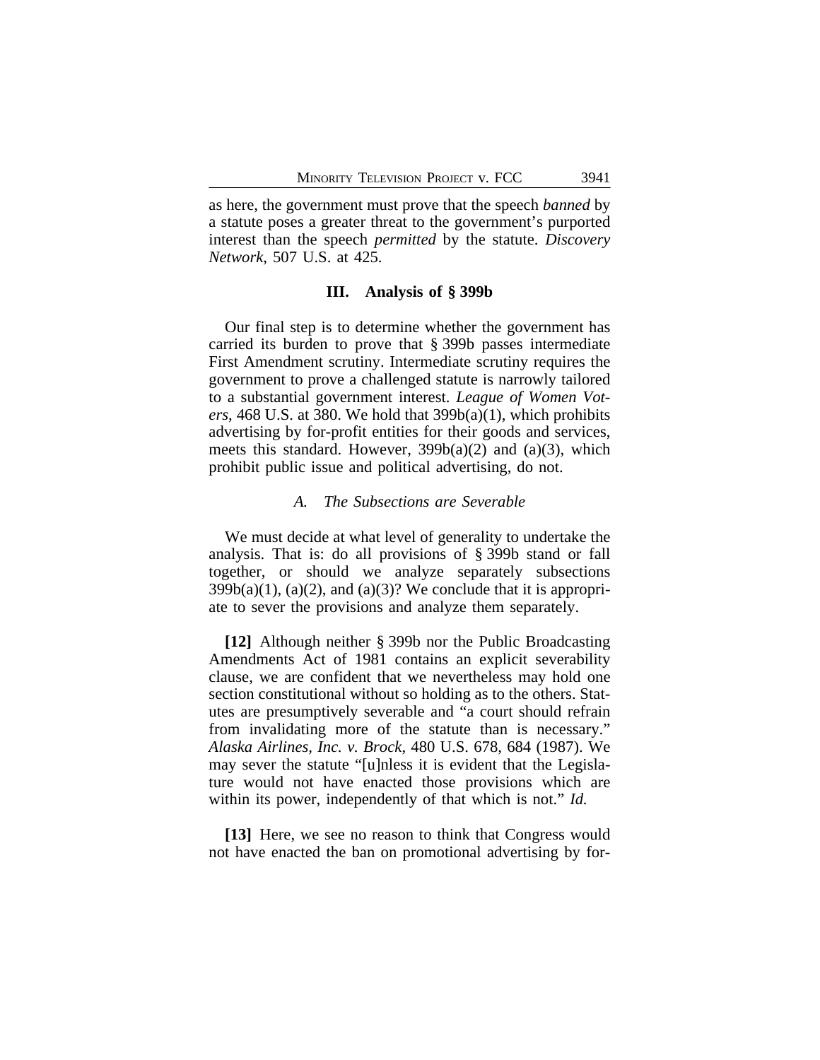as here, the government must prove that the speech *banned* by a statute poses a greater threat to the government's purported interest than the speech *permitted* by the statute. *Discovery Network*, 507 U.S. at 425.

### III. Analysis of § 399b

Our final step is to determine whether the government has carried its burden to prove that § 399b passes intermediate First Amendment scrutiny. Intermediate scrutiny requires the government to prove a challenged statute is narrowly tailored to a substantial government interest. *League of Women Voters*, 468 U.S. at 380. We hold that 399b(a)(1), which prohibits advertising by for-profit entities for their goods and services, meets this standard. However, 399b(a)(2) and (a)(3), which prohibit public issue and political advertising, do not.

#### *A. The Subsections are Severable*

We must decide at what level of generality to undertake the analysis. That is: do all provisions of § 399b stand or fall together, or should we analyze separately subsections 399b(a)(1), (a)(2), and (a)(3)? We conclude that it is appropriate to sever the provisions and analyze them separately.

**[12]** Although neither § 399b nor the Public Broadcasting Amendments Act of 1981 contains an explicit severability clause, we are confident that we nevertheless may hold one section constitutional without so holding as to the others. Statutes are presumptively severable and "a court should refrain from invalidating more of the statute than is necessary." *Alaska Airlines, Inc. v. Brock*, 480 U.S. 678, 684 (1987). We may sever the statute "[u]nless it is evident that the Legislature would not have enacted those provisions which are within its power, independently of that which is not." *Id.*

**[13]** Here, we see no reason to think that Congress would not have enacted the ban on promotional advertising by for-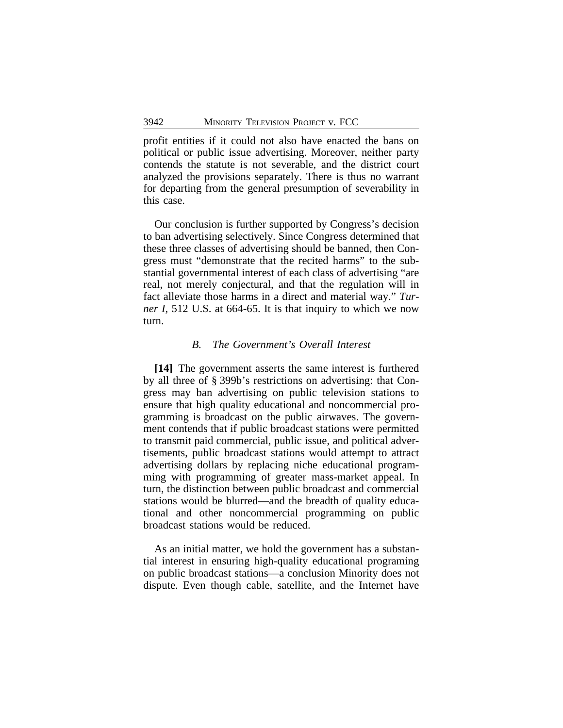profit entities if it could not also have enacted the bans on political or public issue advertising. Moreover, neither party contends the statute is not severable, and the district court analyzed the provisions separately. There is thus no warrant for departing from the general presumption of severability in this case.

Our conclusion is further supported by Congress's decision to ban advertising selectively. Since Congress determined that these three classes of advertising should be banned, then Congress must "demonstrate that the recited harms" to the substantial governmental interest of each class of advertising "are real, not merely conjectural, and that the regulation will in fact alleviate those harms in a direct and material way." *Turner I*, 512 U.S. at 664-65. It is that inquiry to which we now turn.

### *B. The Government's Overall Interest*

**[14]** The government asserts the same interest is furthered by all three of § 399b's restrictions on advertising: that Congress may ban advertising on public television stations to ensure that high quality educational and noncommercial programming is broadcast on the public airwaves. The government contends that if public broadcast stations were permitted to transmit paid commercial, public issue, and political advertisements, public broadcast stations would attempt to attract advertising dollars by replacing niche educational programming with programming of greater mass-market appeal. In turn, the distinction between public broadcast and commercial stations would be blurred—and the breadth of quality educational and other noncommercial programming on public broadcast stations would be reduced.

As an initial matter, we hold the government has a substantial interest in ensuring high-quality educational programing on public broadcast stations—a conclusion Minority does not dispute. Even though cable, satellite, and the Internet have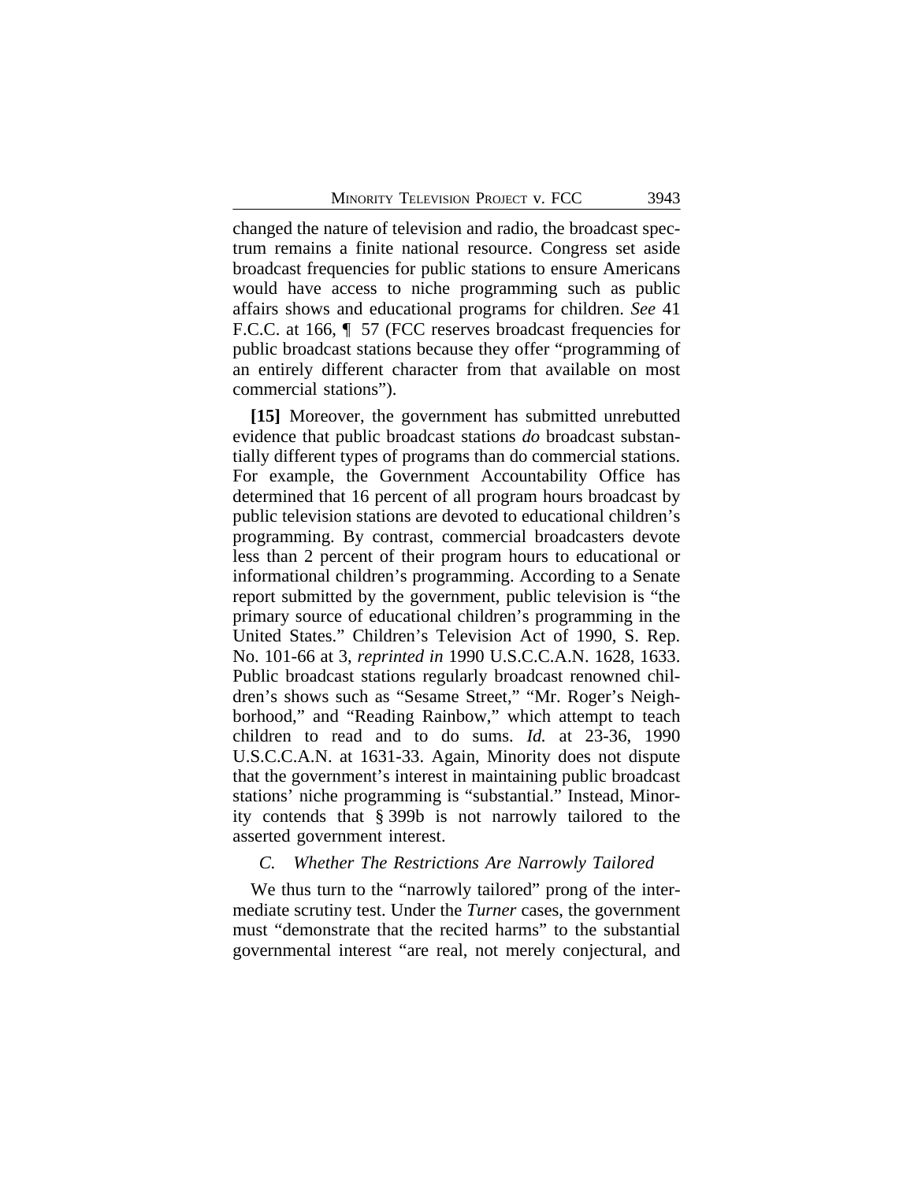changed the nature of television and radio, the broadcast spectrum remains a finite national resource. Congress set aside broadcast frequencies for public stations to ensure Americans would have access to niche programming such as public affairs shows and educational programs for children. *See* 41 F.C.C. at 166, ¶ 57 (FCC reserves broadcast frequencies for public broadcast stations because they offer "programming of an entirely different character from that available on most commercial stations").

**[15]** Moreover, the government has submitted unrebutted evidence that public broadcast stations *do* broadcast substantially different types of programs than do commercial stations. For example, the Government Accountability Office has determined that 16 percent of all program hours broadcast by public television stations are devoted to educational children's programming. By contrast, commercial broadcasters devote less than 2 percent of their program hours to educational or informational children's programming. According to a Senate report submitted by the government, public television is "the primary source of educational children's programming in the United States." Children's Television Act of 1990, S. Rep. No. 101-66 at 3, *reprinted in* 1990 U.S.C.C.A.N. 1628, 1633. Public broadcast stations regularly broadcast renowned children's shows such as "Sesame Street," "Mr. Roger's Neighborhood," and "Reading Rainbow," which attempt to teach children to read and to do sums. *Id.* at 23-36, 1990 U.S.C.C.A.N. at 1631-33. Again, Minority does not dispute that the government's interest in maintaining public broadcast stations' niche programming is "substantial." Instead, Minority contends that § 399b is not narrowly tailored to the asserted government interest.

### *C. Whether The Restrictions Are Narrowly Tailored*

We thus turn to the "narrowly tailored" prong of the intermediate scrutiny test. Under the *Turner* cases, the government must "demonstrate that the recited harms" to the substantial governmental interest "are real, not merely conjectural, and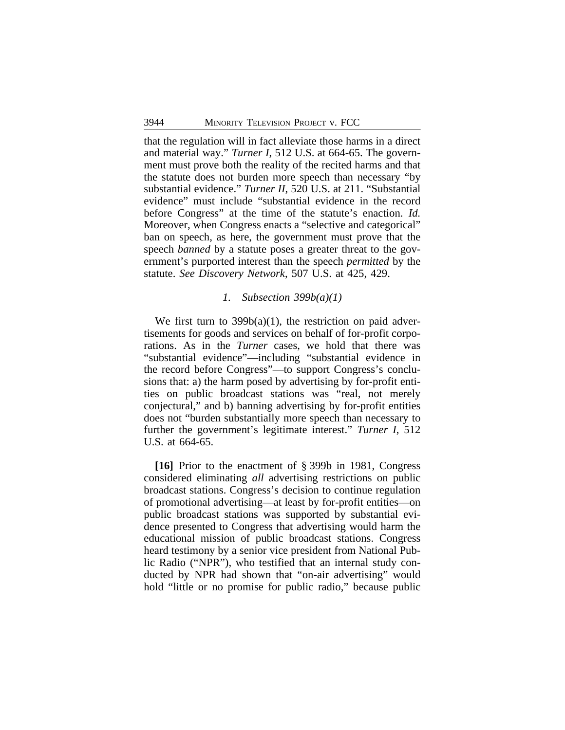that the regulation will in fact alleviate those harms in a direct and material way." *Turner I*, 512 U.S. at 664-65. The government must prove both the reality of the recited harms and that the statute does not burden more speech than necessary "by substantial evidence." *Turner II*, 520 U.S. at 211. "Substantial evidence" must include "substantial evidence in the record before Congress" at the time of the statute's enactment. *Id.* Moreover, when Congress enacts a "selective and categorical" ban on speech, as here, the government must prove that the speech *banned* by a statute poses a greater threat to the government's purported interest than the speech *permitted* by the statute. *See Discovery Network*, 507 U.S. at 425, 429.

### *1. Subsection 399b(a)(1)*

We first turn to 399b(a)(1), the restriction on paid advertisements for goods and services on behalf of for-profit corporations. As in the *Turner* cases, we hold that there was "substantial evidence"—including "substantial evidence in the record before Congress"—to support Congress's conclusions that: a) the harm posed by advertising by for-profit entities on public broadcast stations was "real, not merely conjectural," and b) banning advertising by for-profit entities does not "burden substantially more speech than necessary to further the government's legitimate interest." *Turner I*, 512 U.S. at 664-65.

**[16]** Prior to the enactment of § 399b in 1981, Congress considered eliminating *all* advertising restrictions on public broadcast stations. Congress's decision to continue regulation of promotional advertising—at least by for-profit entities—on public broadcast stations was supported by substantial evidence presented to Congress that advertising would harm the educational mission of public broadcast stations. Congress heard testimony by a senior vice president from National Public Radio ("NPR"), who testified that an internal study conducted by NPR had shown that "on-air advertising" would hold "little or no promise for public radio," because public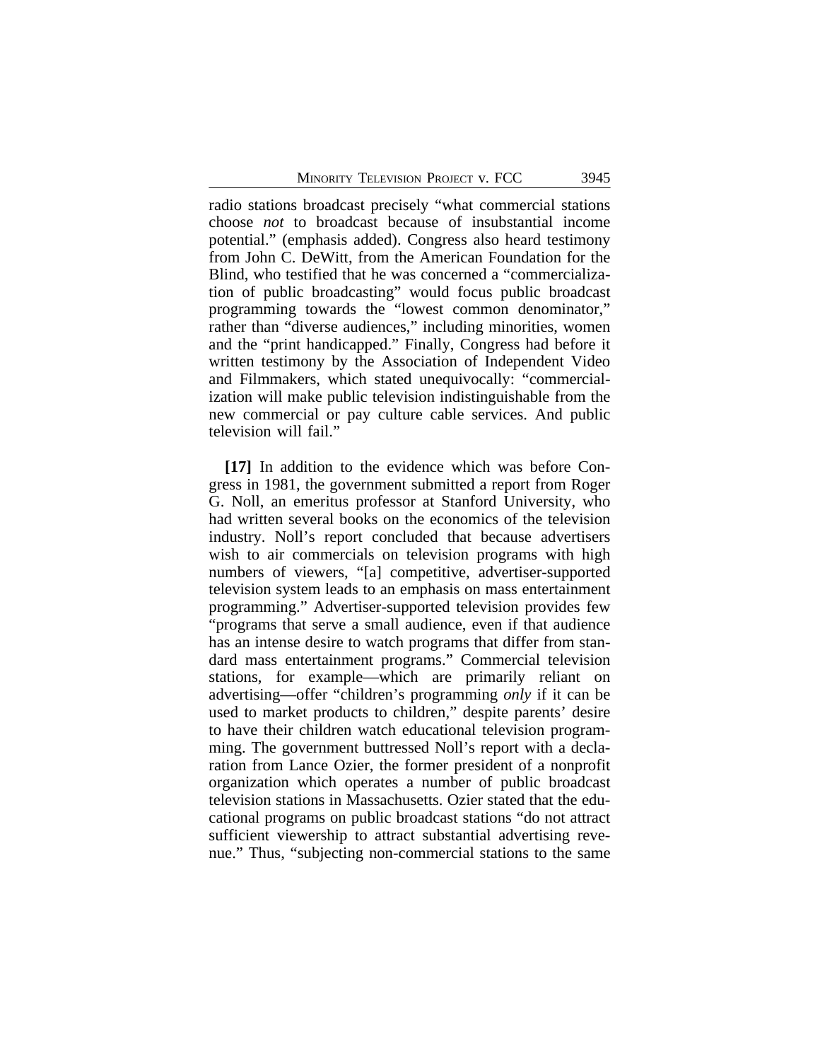radio stations broadcast precisely "what commercial stations choose *not* to broadcast because of insubstantial income potential." (emphasis added). Congress also heard testimony from John C. DeWitt, from the American Foundation for the Blind, who testified that he was concerned a "commercialization of public broadcasting" would focus public broadcast programming towards the "lowest common denominator," rather than "diverse audiences," including minorities, women and the "print handicapped." Finally, Congress had before it written testimony by the Association of Independent Video and Filmmakers, which stated unequivocally: "commercialization will make public television indistinguishable from the new commercial or pay culture cable services. And public television will fail."

**[17]** In addition to the evidence which was before Congress in 1981, the government submitted a report from Roger G. Noll, an emeritus professor at Stanford University, who had written several books on the economics of the television industry. Noll's report concluded that because advertisers wish to air commercials on television programs with high numbers of viewers, "[a] competitive, advertiser-supported television system leads to an emphasis on mass entertainment programming." Advertiser-supported television provides few "programs that serve a small audience, even if that audience has an intense desire to watch programs that differ from standard mass entertainment programs." Commercial television stations, for example—which are primarily reliant on advertising—offer "children's programming *only* if it can be used to market products to children," despite parents' desire to have their children watch educational television programming. The government buttressed Noll's report with a declaration from Lance Ozier, the former president of a nonprofit organization which operates a number of public broadcast television stations in Massachusetts. Ozier stated that the educational programs on public broadcast stations "do not attract sufficient viewership to attract substantial advertising revenue." Thus, "subjecting non-commercial stations to the same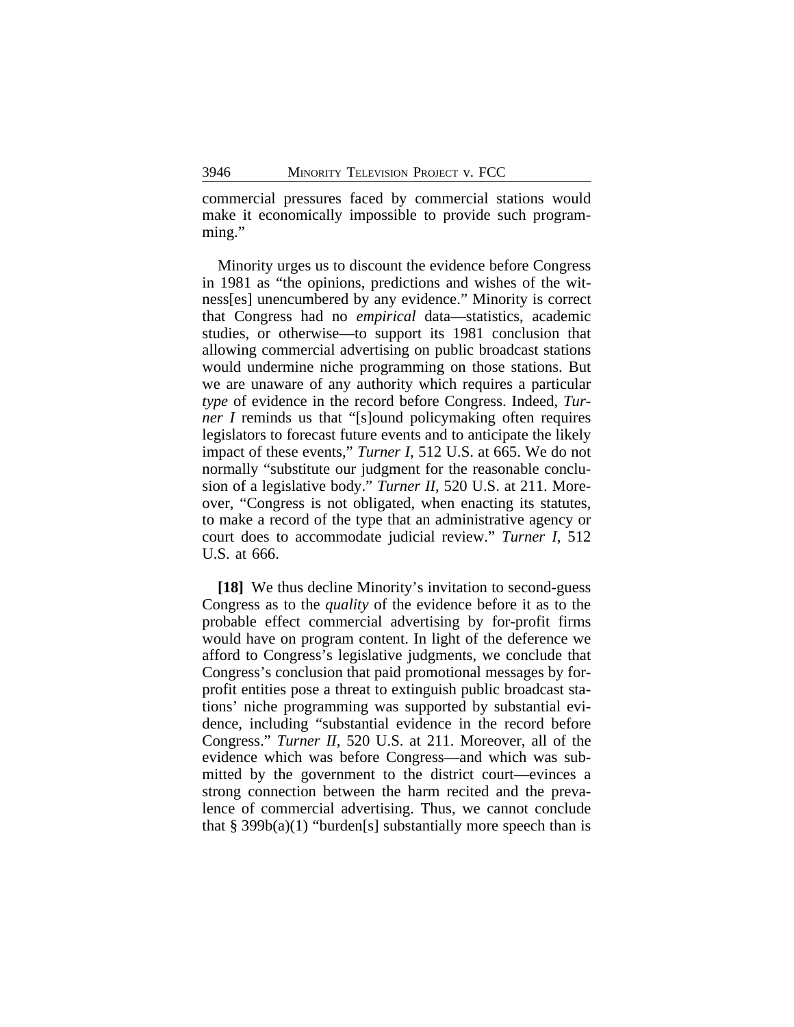commercial pressures faced by commercial stations would make it economically impossible to provide such programming."

Minority urges us to discount the evidence before Congress in 1981 as "the opinions, predictions and wishes of the witness[es] unencumbered by any evidence." Minority is correct that Congress had no *empirical* data—statistics, academic studies, or otherwise—to support its 1981 conclusion that allowing commercial advertising on public broadcast stations would undermine niche programming on those stations. But we are unaware of any authority which requires a particular *type* of evidence in the record before Congress. Indeed, *Turner I* reminds us that "[s]ound policymaking often requires legislators to forecast future events and to anticipate the likely impact of these events," *Turner I*, 512 U.S. at 665. We do not normally "substitute our judgment for the reasonable conclusion of a legislative body." *Turner II*, 520 U.S. at 211. Moreover, "Congress is not obligated, when enacting its statutes, to make a record of the type that an administrative agency or court does to accommodate judicial review." *Turner I*, 512 U.S. at 666.

**[18]** We thus decline Minority's invitation to second-guess Congress as to the *quality* of the evidence before it as to the probable effect commercial advertising by for-profit firms would have on program content. In light of the deference we afford to Congress's legislative judgments, we conclude that Congress's conclusion that paid promotional messages by for-profit entities pose a threat to extinguish public broadcast stations' niche programming was supported by substantial evidence, including "substantial evidence in the record before Congress." *Turner II*, 520 U.S. at 211. Moreover, all of the evidence which was before Congress—and which was submitted by the government to the district court—evinces a strong connection between the harm recited and the prevalence of commercial advertising. Thus, we cannot conclude that § 399b(a)(1) "burden[s] substantially more speech than is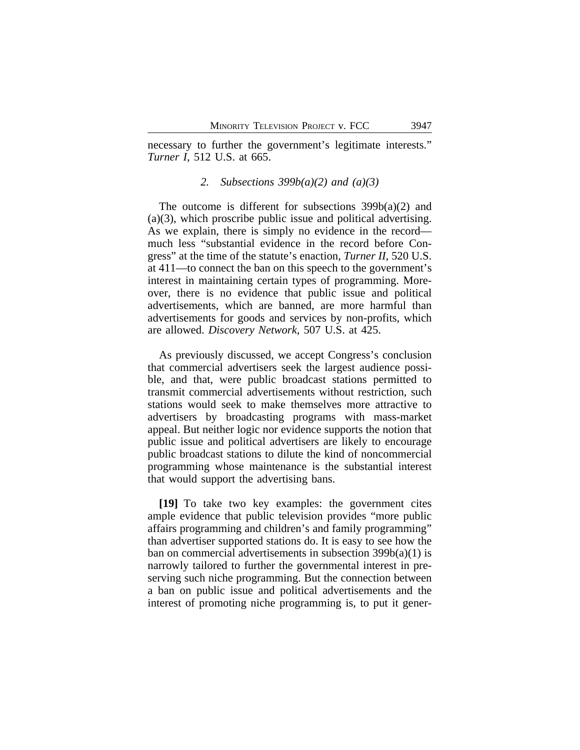necessary to further the government's legitimate interests." *Turner I*, 512 U.S. at 665.

### *2. Subsections 399b(a)(2) and (a)(3)*

The outcome is different for subsections 399b(a)(2) and (a)(3), which proscribe public issue and political advertising. As we explain, there is simply no evidence in the record—much less "substantial evidence in the record before Congress" at the time of the statute's enaction, *Turner II*, 520 U.S. at 411—to connect the ban on this speech to the government's interest in maintaining certain types of programming. Moreover, there is no evidence that public issue and political advertisements, which are banned, are more harmful than advertisements for goods and services by non-profits, which are allowed. *Discovery Network*, 507 U.S. at 425.

As previously discussed, we accept Congress's conclusion that commercial advertisers seek the largest audience possible, and that, were public broadcast stations permitted to transmit commercial advertisements without restriction, such stations would seek to make themselves more attractive to advertisers by broadcasting programs with mass-market appeal. But neither logic nor evidence supports the notion that public issue and political advertisers are likely to encourage public broadcast stations to dilute the kind of noncommercial programming whose maintenance is the substantial interest that would support the advertising bans.

**[19]** To take two key examples: the government cites ample evidence that public television provides "more public affairs programming and children's and family programming" than advertiser supported stations do. It is easy to see how the ban on commercial advertisements in subsection 399b(a)(1) is narrowly tailored to further the governmental interest in preserving such niche programming. But the connection between a ban on public issue and political advertisements and the interest of promoting niche programming is, to put it gener-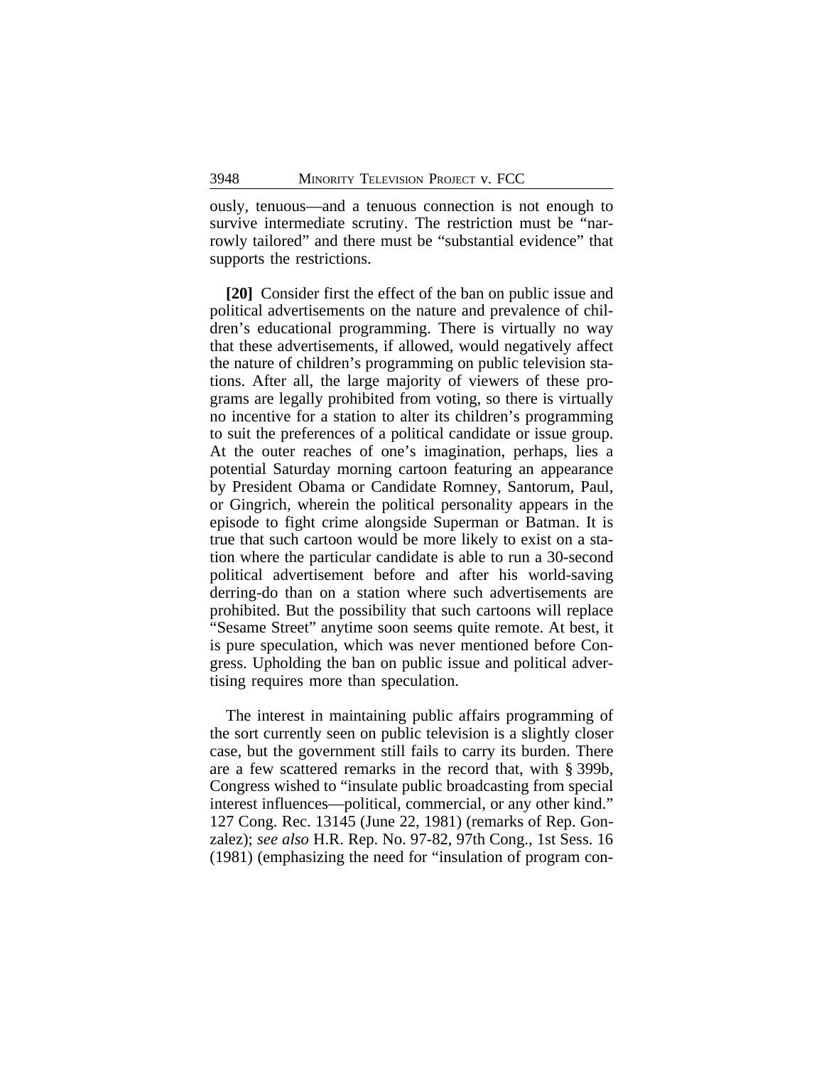ously, tenuous—and a tenuous connection is not enough to survive intermediate scrutiny. The restriction must be "narrowly tailored" and there must be "substantial evidence" that supports the restrictions.

**[20]** Consider first the effect of the ban on public issue and political advertisements on the nature and prevalence of children's educational programming. There is virtually no way that these advertisements, if allowed, would negatively affect the nature of children's programming on public television stations. After all, the large majority of viewers of these programs are legally prohibited from voting, so there is virtually no incentive for a station to alter its children's programming to suit the preferences of a political candidate or issue group. At the outer reaches of one's imagination, perhaps, lies a potential Saturday morning cartoon featuring an appearance by President Obama or Candidate Romney, Santorum, Paul, or Gingrich, wherein the political personality appears in the episode to fight crime alongside Superman or Batman. It is true that such cartoon would be more likely to exist on a station where the particular candidate is able to run a 30-second political advertisement before and after his world-saving derring-do than on a station where such advertisements are prohibited. But the possibility that such cartoons will replace "Sesame Street" anytime soon seems quite remote. At best, it is pure speculation, which was never mentioned before Congress. Upholding the ban on public issue and political advertising requires more than speculation.

The interest in maintaining public affairs programming of the sort currently seen on public television is a slightly closer case, but the government still fails to carry its burden. There are a few scattered remarks in the record that, with § 399b, Congress wished to "insulate public broadcasting from special interest influences—political, commercial, or any other kind." 127 Cong. Rec. 13145 (June 22, 1981) (remarks of Rep. Gonzalez); *see also* H.R. Rep. No. 97-82, 97th Cong., 1st Sess. 16 (1981) (emphasizing the need for "insulation of program con-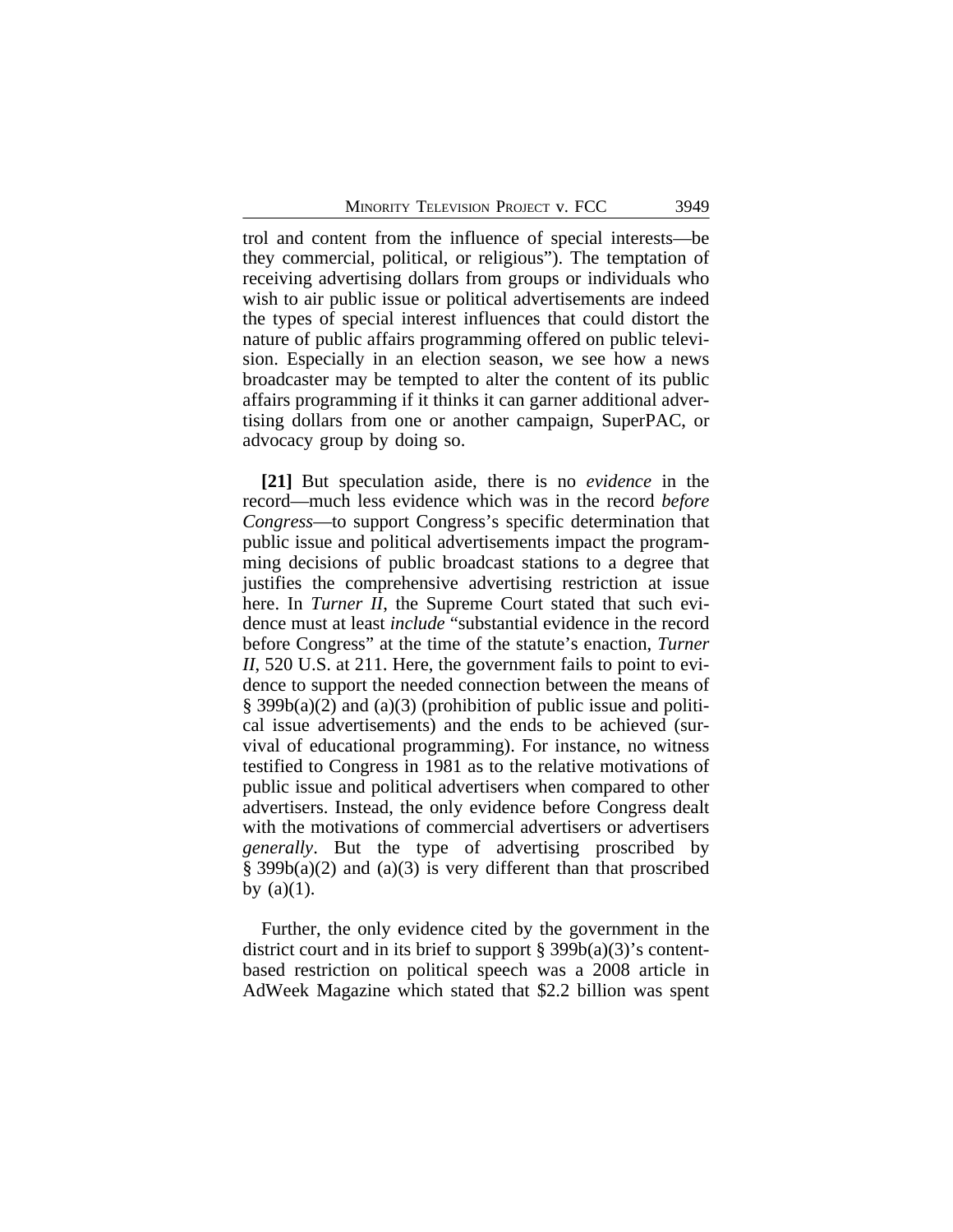trol and content from the influence of special interests—be they commercial, political, or religious"). The temptation of receiving advertising dollars from groups or individuals who wish to air public issue or political advertisements are indeed the types of special interest influences that could distort the nature of public affairs programming offered on public television. Especially in an election season, we see how a news broadcaster may be tempted to alter the content of its public affairs programming if it thinks it can garner additional advertising dollars from one or another campaign, SuperPAC, or advocacy group by doing so.

**[21]** But speculation aside, there is no *evidence* in the record—much less evidence which was in the record *before Congress*—to support Congress's specific determination that public issue and political advertisements impact the programming decisions of public broadcast stations to a degree that justifies the comprehensive advertising restriction at issue here. In *Turner II*, the Supreme Court stated that such evidence must at least *include* "substantial evidence in the record before Congress" at the time of the statute's enactment, *Turner II*, 520 U.S. at 211. Here, the government fails to point to evidence to support the needed connection between the means of § 399b(a)(2) and (a)(3) (prohibition of public issue and political issue advertisements) and the ends to be achieved (survival of educational programming). For instance, no witness testified to Congress in 1981 as to the relative motivations of public issue and political advertisers when compared to other advertisers. Instead, the only evidence before Congress dealt with the motivations of commercial advertisers or advertisers *generally*. But the type of advertising proscribed by § 399b(a)(2) and (a)(3) is very different than that proscribed by (a)(1).

Further, the only evidence cited by the government in the district court and in its brief to support § 399b(a)(3)'s content-based restriction on political speech was a 2008 article in AdWeek Magazine which stated that $2.2 billion was spent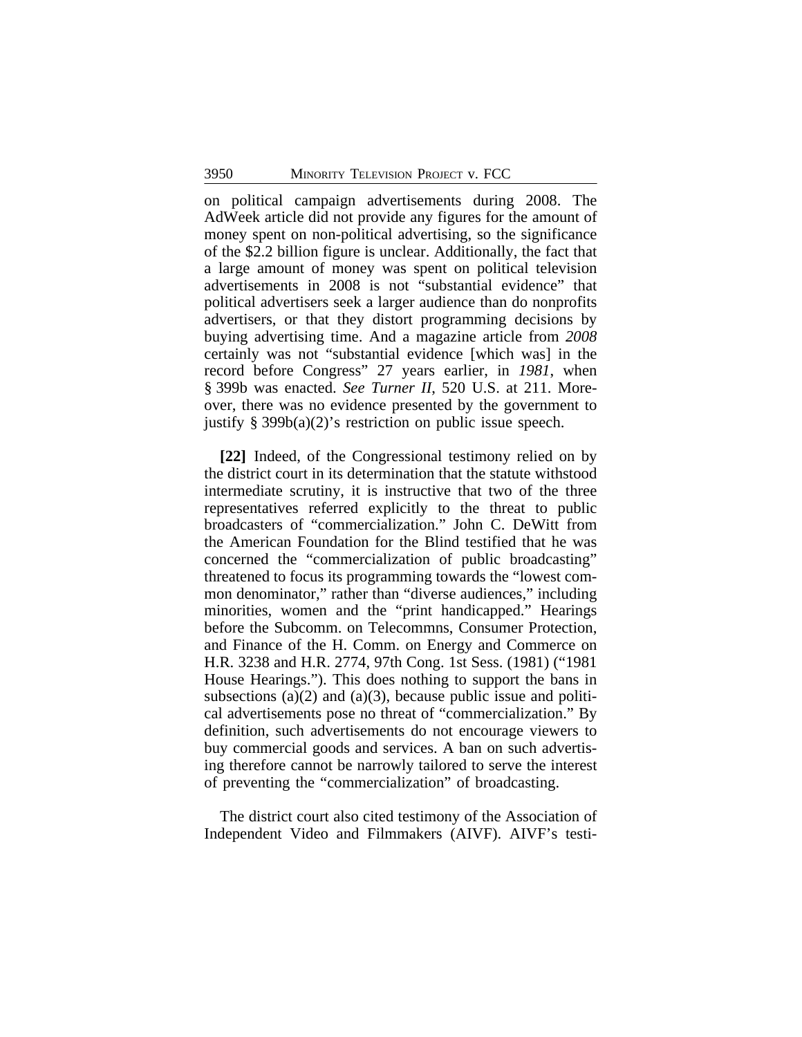on political campaign advertisements during 2008. The AdWeek article did not provide any figures for the amount of money spent on non-political advertising, so the significance of the $2.2 billion figure is unclear. Additionally, the fact that a large amount of money was spent on political television advertisements in 2008 is not "substantial evidence" that political advertisers seek a larger audience than do nonprofits advertisers, or that they distort programming decisions by buying advertising time. And a magazine article from *2008* certainly was not "substantial evidence [which was] in the record before Congress" 27 years earlier, in *1981*, when § 399b was enacted. *See Turner II*, 520 U.S. at 211. Moreover, there was no evidence presented by the government to justify § 399b(a)(2)'s restriction on public issue speech.

**[22]** Indeed, of the Congressional testimony relied on by the district court in its determination that the statute withstood intermediate scrutiny, it is instructive that two of the three representatives referred explicitly to the threat to public broadcasters of "commercialization." John C. DeWitt from the American Foundation for the Blind testified that he was concerned the "commercialization of public broadcasting" threatened to focus its programming towards the "lowest common denominator," rather than "diverse audiences," including minorities, women and the "print handicapped." Hearings before the Subcomm. on Telecommns, Consumer Protection, and Finance of the H. Comm. on Energy and Commerce on H.R. 3238 and H.R. 2774, 97th Cong. 1st Sess. (1981) ("1981 House Hearings."). This does nothing to support the bans in subsections (a)(2) and (a)(3), because public issue and political advertisements pose no threat of "commercialization." By definition, such advertisements do not encourage viewers to buy commercial goods and services. A ban on such advertising therefore cannot be narrowly tailored to serve the interest of preventing the "commercialization" of broadcasting.

The district court also cited testimony of the Association of Independent Video and Filmmakers (AIVF). AIVF's testi-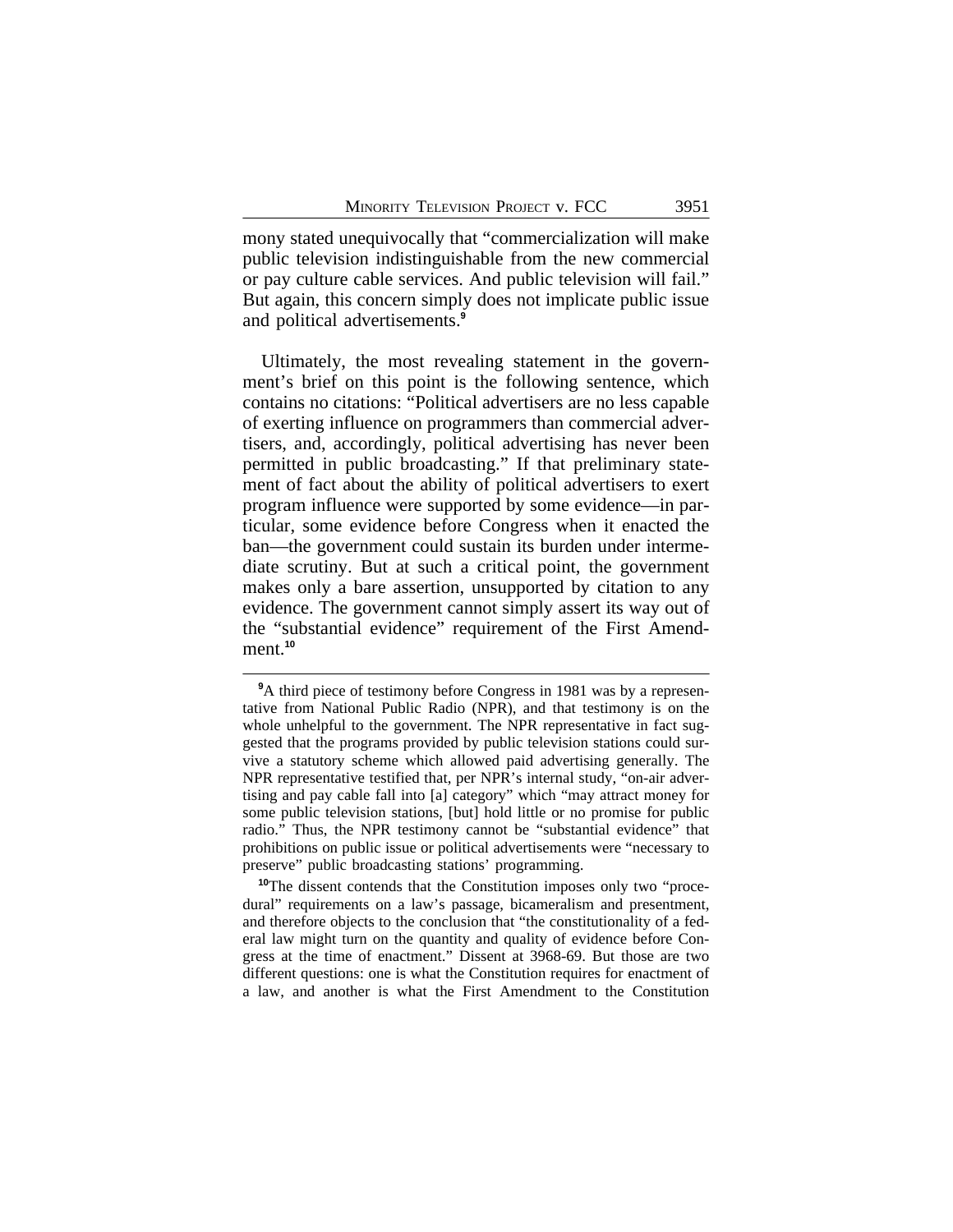mony stated unequivocally that "commercialization will make public television indistinguishable from the new commercial or pay culture cable services. And public television will fail." But again, this concern simply does not implicate public issue and political advertisements.[9]

Ultimately, the most revealing statement in the government's brief on this point is the following sentence, which contains no citations: "Political advertisers are no less capable of exerting influence on programmers than commercial advertisers, and, accordingly, political advertising has never been permitted in public broadcasting." If that preliminary statement of fact about the ability of political advertisers to exert program influence were supported by some evidence—in particular, some evidence before Congress when it enacted the ban—the government could sustain its burden under intermediate scrutiny. But at such a critical point, the government makes only a bare assertion, unsupported by citation to any evidence. The government cannot simply assert its way out of the "substantial evidence" requirement of the First Amendment.[10]

---

[9]A third piece of testimony before Congress in 1981 was by a representative from National Public Radio (NPR), and that testimony is on the whole unhelpful to the government. The NPR representative in fact suggested that the programs provided by public television stations could survive a statutory scheme which allowed paid advertising generally. The NPR representative testified that, per NPR's internal study, "on-air advertising and pay cable fall into [a] category" which "may attract money for some public television stations, [but] hold little or no promise for public radio." Thus, the NPR testimony cannot be "substantial evidence" that prohibitions on public issue or political advertisements were "necessary to preserve" public broadcasting stations' programming.

[10]The dissent contends that the Constitution imposes only two "procedural" requirements on a law's passage, bicameralism and presentment, and therefore objects to the conclusion that "the constitutionality of a federal law might turn on the quantity and quality of evidence before Congress at the time of enactment." Dissent at 3968-69. But those are two different questions: one is what the Constitution requires for enactment of a law, and another is what the First Amendment to the Constitution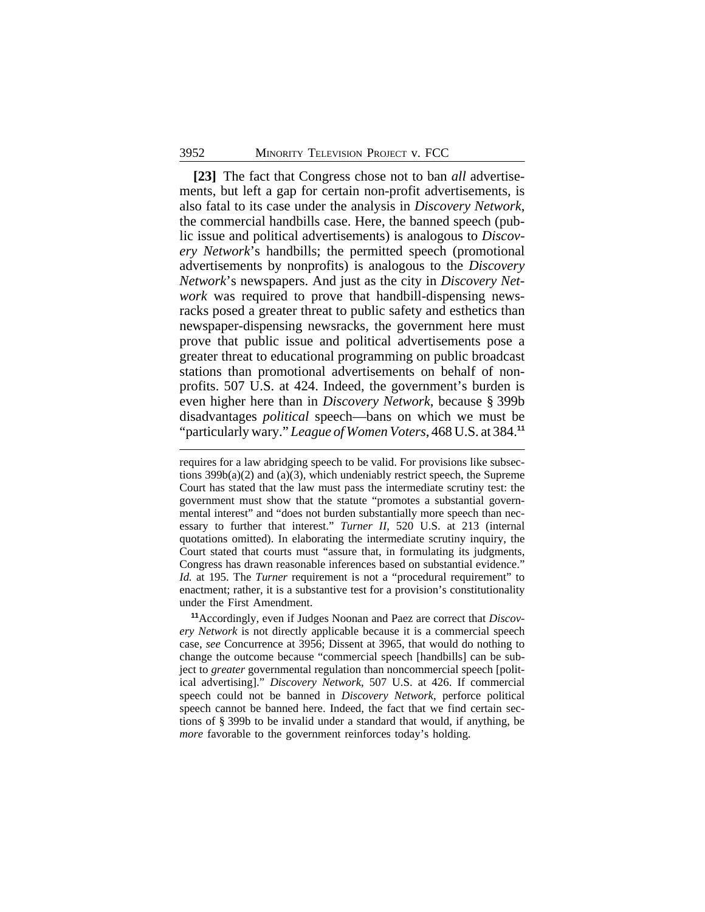**[23]** The fact that Congress chose not to ban *all* advertisements, but left a gap for certain non-profit advertisements, is also fatal to its case under the analysis in *Discovery Network*, the commercial handbills case. Here, the banned speech (public issue and political advertisements) is analogous to *Discovery Network*'s handbills; the permitted speech (promotional advertisements by nonprofits) is analogous to the *Discovery Network*'s newspapers. And just as the city in *Discovery Network* was required to prove that handbill-dispensing newsracks posed a greater threat to public safety and esthetics than newspaper-dispensing newsracks, the government here must prove that public issue and political advertisements pose a greater threat to educational programming on public broadcast stations than promotional advertisements on behalf of nonprofits. 507 U.S. at 424. Indeed, the government's burden is even higher here than in *Discovery Network*, because § 399b disadvantages *political* speech—bans on which we must be "particularly wary." *League of Women Voters*, 468 U.S. at 384.[11]

requires for a law abridging speech to be valid. For provisions like subsections 399b(a)(2) and (a)(3), which undeniably restrict speech, the Supreme Court has stated that the law must pass the intermediate scrutiny test: the government must show that the statute "promotes a substantial governmental interest" and "does not burden substantially more speech than necessary to further that interest." *Turner II*, 520 U.S. at 213 (internal quotations omitted). In elaborating the intermediate scrutiny inquiry, the Court stated that courts must "assure that, in formulating its judgments, Congress has drawn reasonable inferences based on substantial evidence." *Id.* at 195. The *Turner* requirement is not a "procedural requirement" to enactment; rather, it is a substantive test for a provision's constitutionality under the First Amendment.

[11]Accordingly, even if Judges Noonan and Paez are correct that *Discovery Network* is not directly applicable because it is a commercial speech case, *see* Concurrence at 3956; Dissent at 3965, that would do nothing to change the outcome because "commercial speech [handbills] can be subject to *greater* governmental regulation than noncommercial speech [political advertising]." *Discovery Network*, 507 U.S. at 426. If commercial speech could not be banned in *Discovery Network*, perforce political speech cannot be banned here. Indeed, the fact that we find certain sections of § 399b to be invalid under a standard that would, if anything, be *more* favorable to the government reinforces today's holding.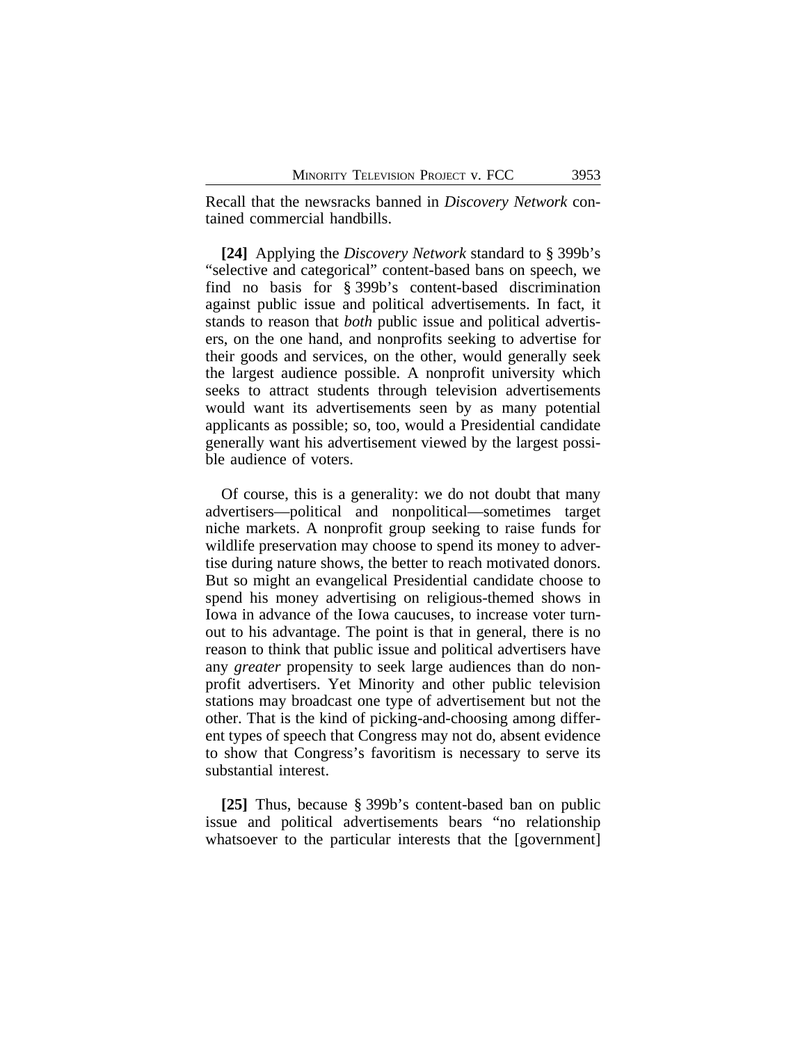Recall that the newsracks banned in *Discovery Network* contained commercial handbills.

**[24]** Applying the *Discovery Network* standard to § 399b's "selective and categorical" content-based bans on speech, we find no basis for § 399b's content-based discrimination against public issue and political advertisements. In fact, it stands to reason that *both* public issue and political advertisers, on the one hand, and nonprofits seeking to advertise for their goods and services, on the other, would generally seek the largest audience possible. A nonprofit university which seeks to attract students through television advertisements would want its advertisements seen by as many potential applicants as possible; so, too, would a Presidential candidate generally want his advertisement viewed by the largest possible audience of voters.

Of course, this is a generality: we do not doubt that many advertisers—political and nonpolitical—sometimes target niche markets. A nonprofit group seeking to raise funds for wildlife preservation may choose to spend its money to advertise during nature shows, the better to reach motivated donors. But so might an evangelical Presidential candidate choose to spend his money advertising on religious-themed shows in Iowa in advance of the Iowa caucuses, to increase voter turnout to his advantage. The point is that in general, there is no reason to think that public issue and political advertisers have any *greater* propensity to seek large audiences than do nonprofit advertisers. Yet Minority and other public television stations may broadcast one type of advertisement but not the other. That is the kind of picking-and-choosing among different types of speech that Congress may not do, absent evidence to show that Congress's favoritism is necessary to serve its substantial interest.

**[25]** Thus, because § 399b's content-based ban on public issue and political advertisements bears "no relationship whatsoever to the particular interests that the [government]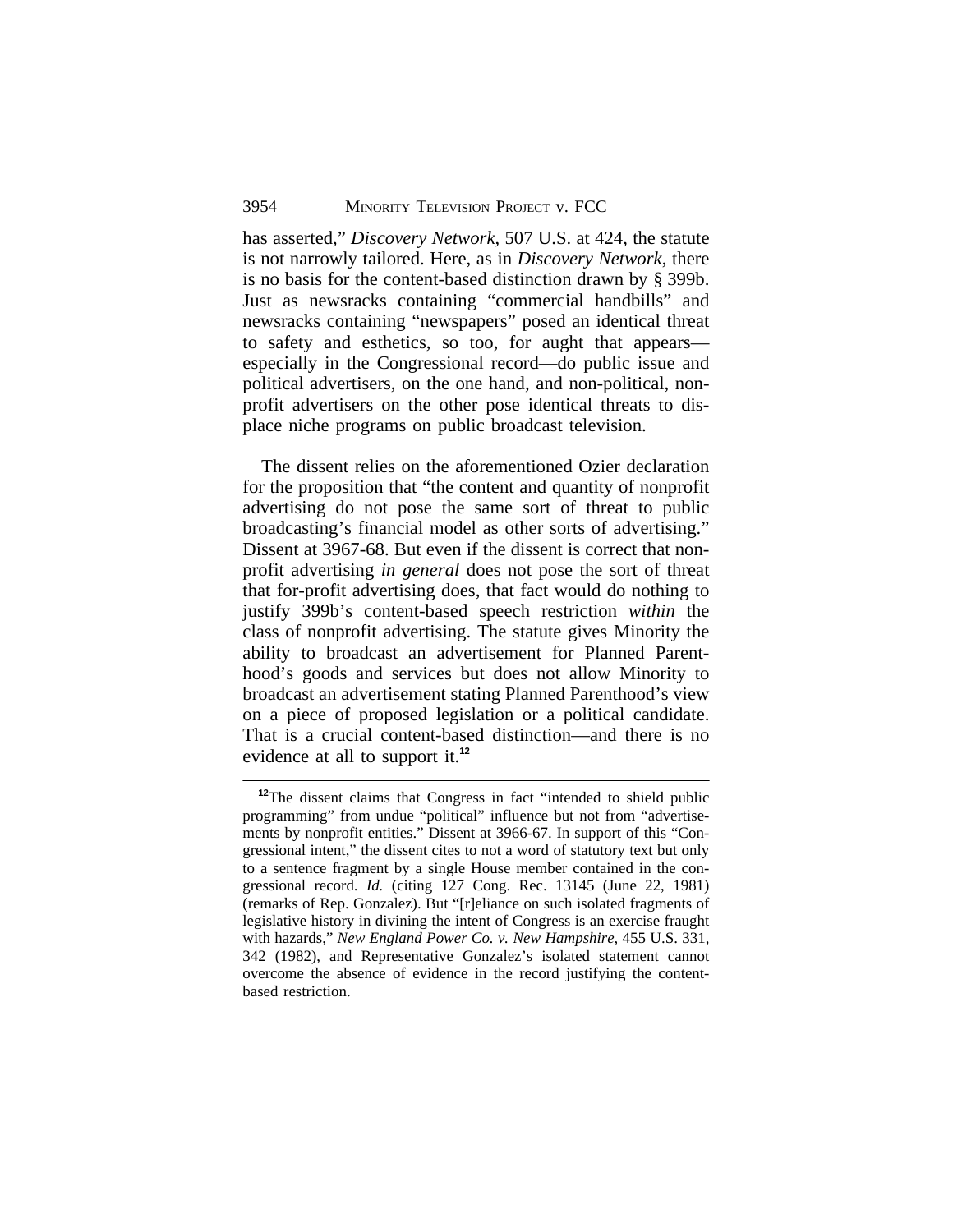has asserted," *Discovery Network*, 507 U.S. at 424, the statute is not narrowly tailored. Here, as in *Discovery Network*, there is no basis for the content-based distinction drawn by § 399b. Just as newsracks containing "commercial handbills" and newsracks containing "newspapers" posed an identical threat to safety and esthetics, so too, for aught that appears—especially in the Congressional record—do public issue and political advertisers, on the one hand, and non-political, non-profit advertisers on the other pose identical threats to displace niche programs on public broadcast television.

The dissent relies on the aforementioned Ozier declaration for the proposition that "the content and quantity of nonprofit advertising do not pose the same sort of threat to public broadcasting's financial model as other sorts of advertising." Dissent at 3967-68. But even if the dissent is correct that non-profit advertising *in general* does not pose the sort of threat that for-profit advertising does, that fact would do nothing to justify 399b's content-based speech restriction *within* the class of nonprofit advertising. The statute gives Minority the ability to broadcast an advertisement for Planned Parenthood's goods and services but does not allow Minority to broadcast an advertisement stating Planned Parenthood's view on a piece of proposed legislation or a political candidate. That is a crucial content-based distinction—and there is no evidence at all to support it.[12]

[12]The dissent claims that Congress in fact "intended to shield public programming" from undue "political" influence but not from "advertisements by nonprofit entities." Dissent at 3966-67. In support of this "Congressional intent," the dissent cites to not a word of statutory text but only to a sentence fragment by a single House member contained in the congressional record. *Id.* (citing 127 Cong. Rec. 13145 (June 22, 1981) (remarks of Rep. Gonzalez). But "[r]eliance on such isolated fragments of legislative history in divining the intent of Congress is an exercise fraught with hazards," *New England Power Co. v. New Hampshire*, 455 U.S. 331, 342 (1982), and Representative Gonzalez's isolated statement cannot overcome the absence of evidence in the record justifying the content-based restriction.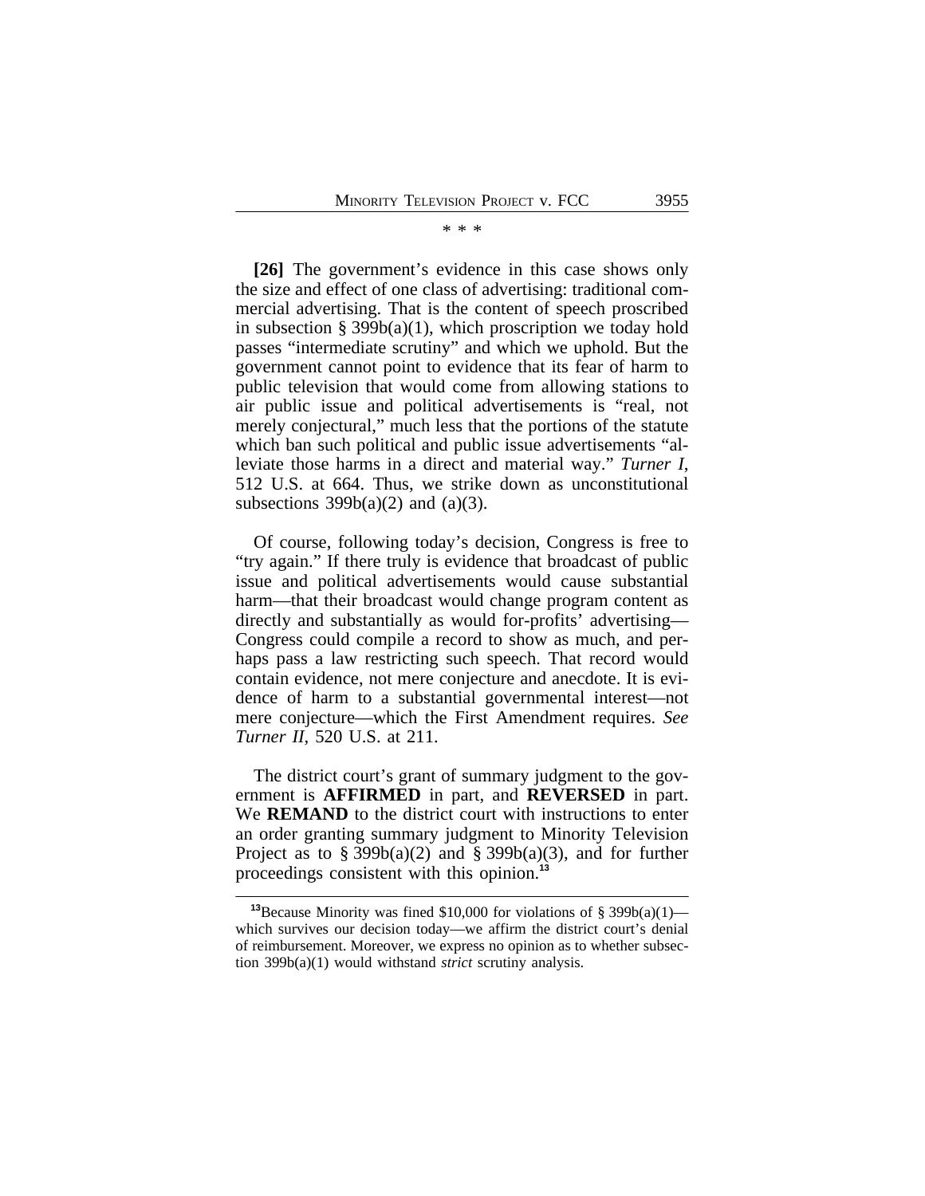* * *

**[26]** The government's evidence in this case shows only the size and effect of one class of advertising: traditional commercial advertising. That is the content of speech proscribed in subsection § 399b(a)(1), which proscription we today hold passes "intermediate scrutiny" and which we uphold. But the government cannot point to evidence that its fear of harm to public television that would come from allowing stations to air public issue and political advertisements is "real, not merely conjectural," much less that the portions of the statute which ban such political and public issue advertisements "alleviate those harms in a direct and material way." *Turner I*, 512 U.S. at 664. Thus, we strike down as unconstitutional subsections 399b(a)(2) and (a)(3).

Of course, following today's decision, Congress is free to "try again." If there truly is evidence that broadcast of public issue and political advertisements would cause substantial harm—that their broadcast would change program content as directly and substantially as would for-profits' advertising—Congress could compile a record to show as much, and perhaps pass a law restricting such speech. That record would contain evidence, not mere conjecture and anecdote. It is evidence of harm to a substantial governmental interest—not mere conjecture—which the First Amendment requires. *See Turner II*, 520 U.S. at 211.

The district court's grant of summary judgment to the government is **AFFIRMED** in part, and **REVERSED** in part. We **REMAND** to the district court with instructions to enter an order granting summary judgment to Minority Television Project as to § 399b(a)(2) and § 399b(a)(3), and for further proceedings consistent with this opinion.[13]

---

[13]Because Minority was fined $10,000 for violations of § 399b(a)(1)—which survives our decision today—we affirm the district court's denial of reimbursement. Moreover, we express no opinion as to whether subsection 399b(a)(1) would withstand *strict* scrutiny analysis.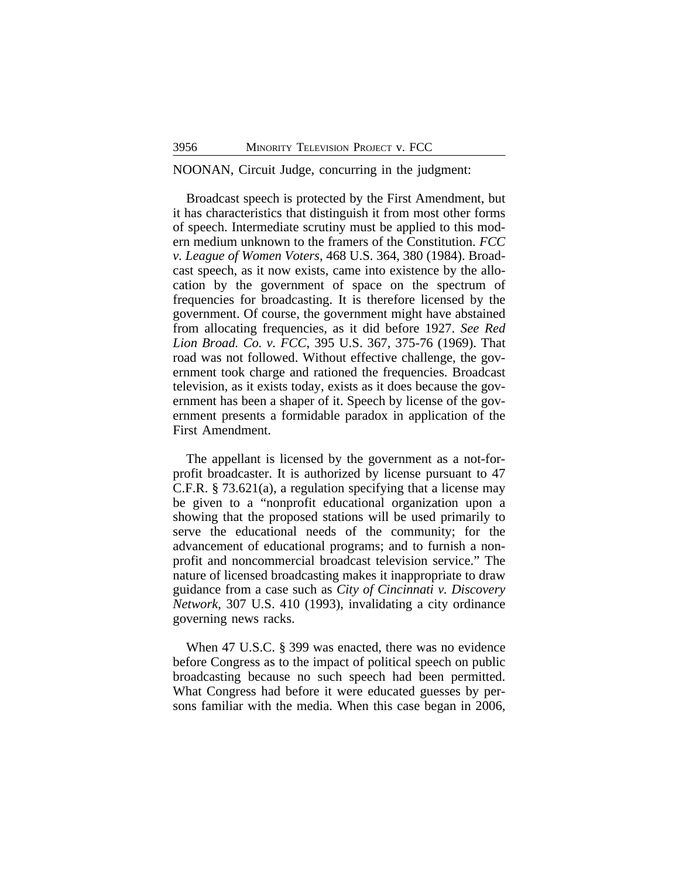NOONAN, Circuit Judge, concurring in the judgment:

Broadcast speech is protected by the First Amendment, but it has characteristics that distinguish it from most other forms of speech. Intermediate scrutiny must be applied to this modern medium unknown to the framers of the Constitution. *FCC v. League of Women Voters*, 468 U.S. 364, 380 (1984). Broadcast speech, as it now exists, came into existence by the allocation by the government of space on the spectrum of frequencies for broadcasting. It is therefore licensed by the government. Of course, the government might have abstained from allocating frequencies, as it did before 1927. *See Red Lion Broad. Co. v. FCC*, 395 U.S. 367, 375-76 (1969). That road was not followed. Without effective challenge, the government took charge and rationed the frequencies. Broadcast television, as it exists today, exists as it does because the government has been a shaper of it. Speech by license of the government presents a formidable paradox in application of the First Amendment.

The appellant is licensed by the government as a not-for-profit broadcaster. It is authorized by license pursuant to 47 C.F.R. § 73.621(a), a regulation specifying that a license may be given to a "nonprofit educational organization upon a showing that the proposed stations will be used primarily to serve the educational needs of the community; for the advancement of educational programs; and to furnish a nonprofit and noncommercial broadcast television service." The nature of licensed broadcasting makes it inappropriate to draw guidance from a case such as *City of Cincinnati v. Discovery Network*, 307 U.S. 410 (1993), invalidating a city ordinance governing news racks.

When 47 U.S.C. § 399 was enacted, there was no evidence before Congress as to the impact of political speech on public broadcasting because no such speech had been permitted. What Congress had before it were educated guesses by persons familiar with the media. When this case began in 2006,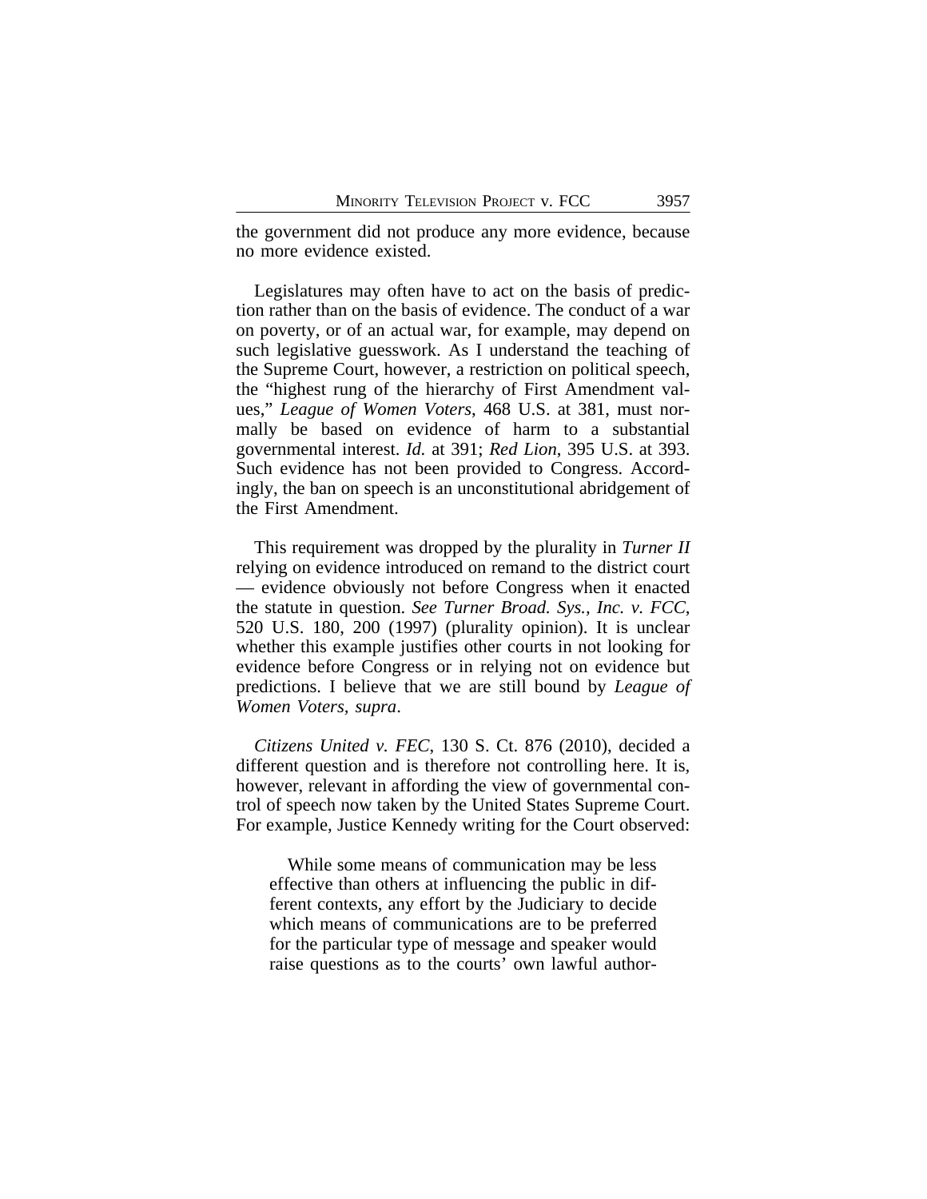the government did not produce any more evidence, because no more evidence existed.

Legislatures may often have to act on the basis of prediction rather than on the basis of evidence. The conduct of a war on poverty, or of an actual war, for example, may depend on such legislative guesswork. As I understand the teaching of the Supreme Court, however, a restriction on political speech, the "highest rung of the hierarchy of First Amendment values," *League of Women Voters*, 468 U.S. at 381, must normally be based on evidence of harm to a substantial governmental interest. *Id.* at 391; *Red Lion*, 395 U.S. at 393. Such evidence has not been provided to Congress. Accordingly, the ban on speech is an unconstitutional abridgement of the First Amendment.

This requirement was dropped by the plurality in *Turner II* relying on evidence introduced on remand to the district court — evidence obviously not before Congress when it enacted the statute in question. *See Turner Broad. Sys., Inc. v. FCC*, 520 U.S. 180, 200 (1997) (plurality opinion). It is unclear whether this example justifies other courts in not looking for evidence before Congress or in relying not on evidence but predictions. I believe that we are still bound by *League of Women Voters, supra*.

*Citizens United v. FEC*, 130 S. Ct. 876 (2010), decided a different question and is therefore not controlling here. It is, however, relevant in affording the view of governmental control of speech now taken by the United States Supreme Court. For example, Justice Kennedy writing for the Court observed:

> While some means of communication may be less effective than others at influencing the public in different contexts, any effort by the Judiciary to decide which means of communications are to be preferred for the particular type of message and speaker would raise questions as to the courts' own lawful author-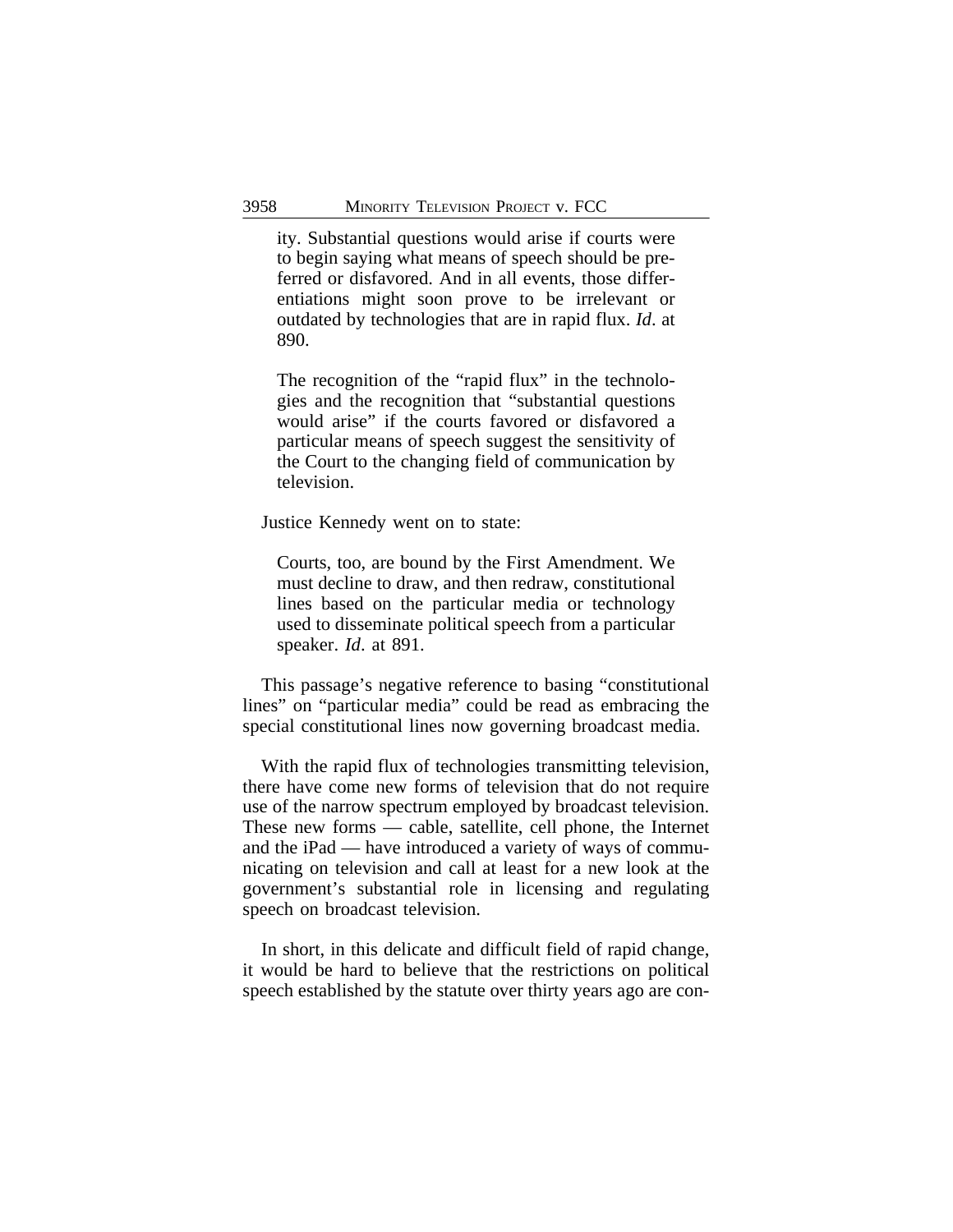> ity. Substantial questions would arise if courts were to begin saying what means of speech should be preferred or disfavored. And in all events, those differentiations might soon prove to be irrelevant or outdated by technologies that are in rapid flux. *Id*. at 890.
>
> The recognition of the "rapid flux" in the technologies and the recognition that "substantial questions would arise" if the courts favored or disfavored a particular means of speech suggest the sensitivity of the Court to the changing field of communication by television.

Justice Kennedy went on to state:

> Courts, too, are bound by the First Amendment. We must decline to draw, and then redraw, constitutional lines based on the particular media or technology used to disseminate political speech from a particular speaker. *Id*. at 891.

This passage's negative reference to basing "constitutional lines" on "particular media" could be read as embracing the special constitutional lines now governing broadcast media.

With the rapid flux of technologies transmitting television, there have come new forms of television that do not require use of the narrow spectrum employed by broadcast television. These new forms — cable, satellite, cell phone, the Internet and the iPad — have introduced a variety of ways of communicating on television and call at least for a new look at the government's substantial role in licensing and regulating speech on broadcast television.

In short, in this delicate and difficult field of rapid change, it would be hard to believe that the restrictions on political speech established by the statute over thirty years ago are con-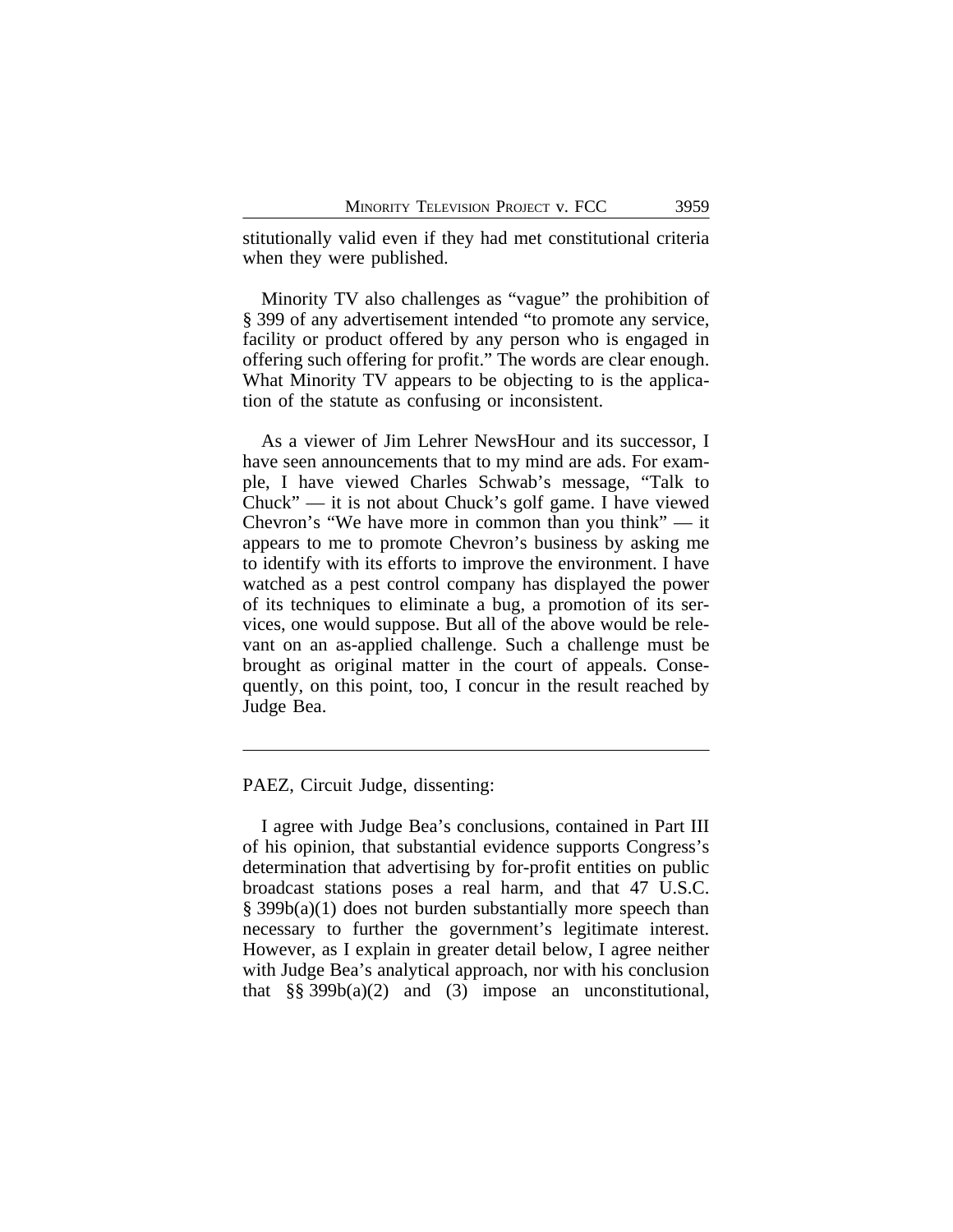stitutionally valid even if they had met constitutional criteria when they were published.

Minority TV also challenges as "vague" the prohibition of § 399 of any advertisement intended "to promote any service, facility or product offered by any person who is engaged in offering such offering for profit." The words are clear enough. What Minority TV appears to be objecting to is the application of the statute as confusing or inconsistent.

As a viewer of Jim Lehrer NewsHour and its successor, I have seen announcements that to my mind are ads. For example, I have viewed Charles Schwab's message, "Talk to Chuck" — it is not about Chuck's golf game. I have viewed Chevron's "We have more in common than you think" — it appears to me to promote Chevron's business by asking me to identify with its efforts to improve the environment. I have watched as a pest control company has displayed the power of its techniques to eliminate a bug, a promotion of its services, one would suppose. But all of the above would be relevant on an as-applied challenge. Such a challenge must be brought as original matter in the court of appeals. Consequently, on this point, too, I concur in the result reached by Judge Bea.

---

PAEZ, Circuit Judge, dissenting:

I agree with Judge Bea's conclusions, contained in Part III of his opinion, that substantial evidence supports Congress's determination that advertising by for-profit entities on public broadcast stations poses a real harm, and that 47 U.S.C. § 399b(a)(1) does not burden substantially more speech than necessary to further the government's legitimate interest. However, as I explain in greater detail below, I agree neither with Judge Bea's analytical approach, nor with his conclusion that §§ 399b(a)(2) and (3) impose an unconstitutional,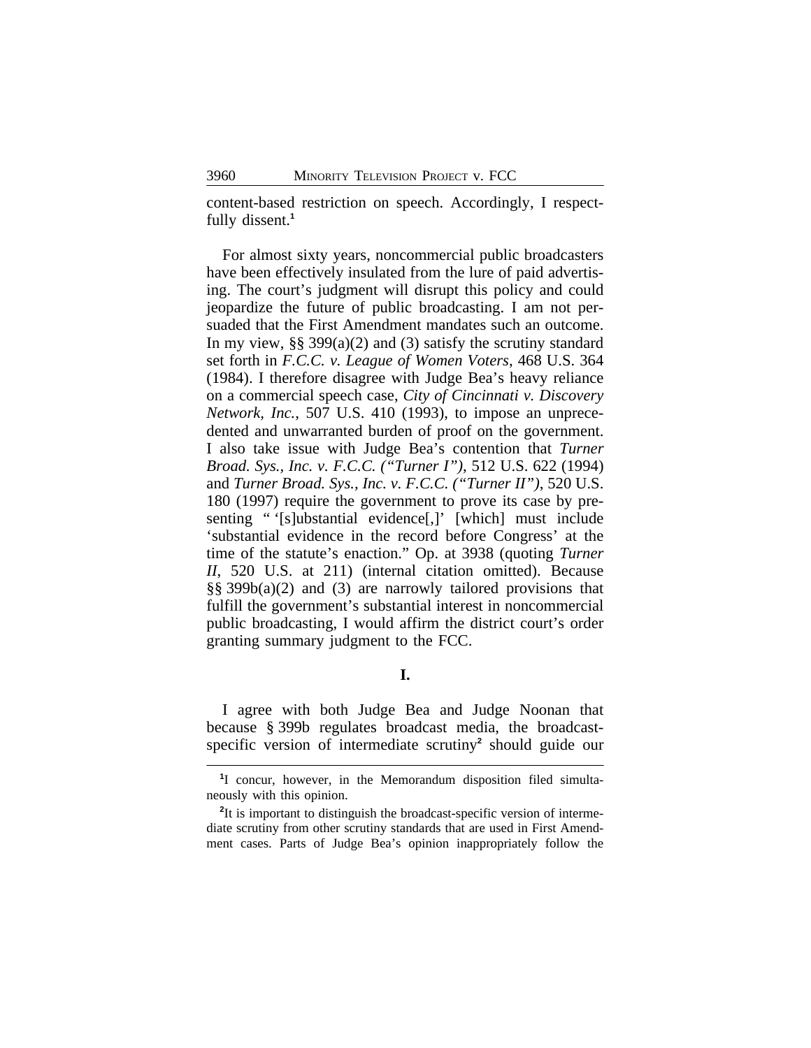content-based restriction on speech. Accordingly, I respectfully dissent.[1]

For almost sixty years, noncommercial public broadcasters have been effectively insulated from the lure of paid advertising. The court's judgment will disrupt this policy and could jeopardize the future of public broadcasting. I am not persuaded that the First Amendment mandates such an outcome. In my view, §§ 399(a)(2) and (3) satisfy the scrutiny standard set forth in *F.C.C. v. League of Women Voters*, 468 U.S. 364 (1984). I therefore disagree with Judge Bea's heavy reliance on a commercial speech case, *City of Cincinnati v. Discovery Network, Inc.*, 507 U.S. 410 (1993), to impose an unprecedented and unwarranted burden of proof on the government. I also take issue with Judge Bea's contention that *Turner Broad. Sys., Inc. v. F.C.C. ("Turner I")*, 512 U.S. 622 (1994) and *Turner Broad. Sys., Inc. v. F.C.C. ("Turner II")*, 520 U.S. 180 (1997) require the government to prove its case by presenting " '[s]ubstantial evidence[,]' [which] must include 'substantial evidence in the record before Congress' at the time of the statute's enactment." Op. at 3938 (quoting *Turner II*, 520 U.S. at 211) (internal citation omitted). Because §§ 399b(a)(2) and (3) are narrowly tailored provisions that fulfill the government's substantial interest in noncommercial public broadcasting, I would affirm the district court's order granting summary judgment to the FCC.

## I.

I agree with both Judge Bea and Judge Noonan that because § 399b regulates broadcast media, the broadcast-specific version of intermediate scrutiny[2] should guide our

---

[1] I concur, however, in the Memorandum disposition filed simultaneously with this opinion.

[2] It is important to distinguish the broadcast-specific version of intermediate scrutiny from other scrutiny standards that are used in First Amendment cases. Parts of Judge Bea's opinion inappropriately follow the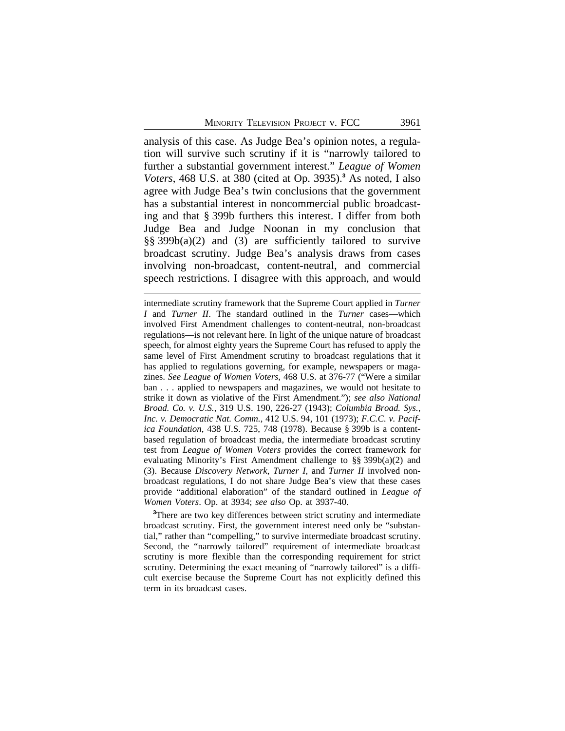analysis of this case. As Judge Bea's opinion notes, a regulation will survive such scrutiny if it is "narrowly tailored to further a substantial government interest." *League of Women Voters*, 468 U.S. at 380 (cited at Op. 3935).[3] As noted, I also agree with Judge Bea's twin conclusions that the government has a substantial interest in noncommercial public broadcasting and that § 399b furthers this interest. I differ from both Judge Bea and Judge Noonan in my conclusion that §§ 399b(a)(2) and (3) are sufficiently tailored to survive broadcast scrutiny. Judge Bea's analysis draws from cases involving non-broadcast, content-neutral, and commercial speech restrictions. I disagree with this approach, and would

---

intermediate scrutiny framework that the Supreme Court applied in *Turner I* and *Turner II*. The standard outlined in the *Turner* cases—which involved First Amendment challenges to content-neutral, non-broadcast regulations—is not relevant here. In light of the unique nature of broadcast speech, for almost eighty years the Supreme Court has refused to apply the same level of First Amendment scrutiny to broadcast regulations that it has applied to regulations governing, for example, newspapers or magazines. *See League of Women Voters*, 468 U.S. at 376-77 ("Were a similar ban . . . applied to newspapers and magazines, we would not hesitate to strike it down as violative of the First Amendment."); *see also National Broad. Co. v. U.S.*, 319 U.S. 190, 226-27 (1943); *Columbia Broad. Sys., Inc. v. Democratic Nat. Comm.*, 412 U.S. 94, 101 (1973); *F.C.C. v. Pacifica Foundation*, 438 U.S. 725, 748 (1978). Because § 399b is a content-based regulation of broadcast media, the intermediate broadcast scrutiny test from *League of Women Voters* provides the correct framework for evaluating Minority's First Amendment challenge to §§ 399b(a)(2) and (3). Because *Discovery Network*, *Turner I*, and *Turner II* involved non-broadcast regulations, I do not share Judge Bea's view that these cases provide "additional elaboration" of the standard outlined in *League of Women Voters*. Op. at 3934; *see also* Op. at 3937-40.

[3]There are two key differences between strict scrutiny and intermediate broadcast scrutiny. First, the government interest need only be "substantial," rather than "compelling," to survive intermediate broadcast scrutiny. Second, the "narrowly tailored" requirement of intermediate broadcast scrutiny is more flexible than the corresponding requirement for strict scrutiny. Determining the exact meaning of "narrowly tailored" is a difficult exercise because the Supreme Court has not explicitly defined this term in its broadcast cases.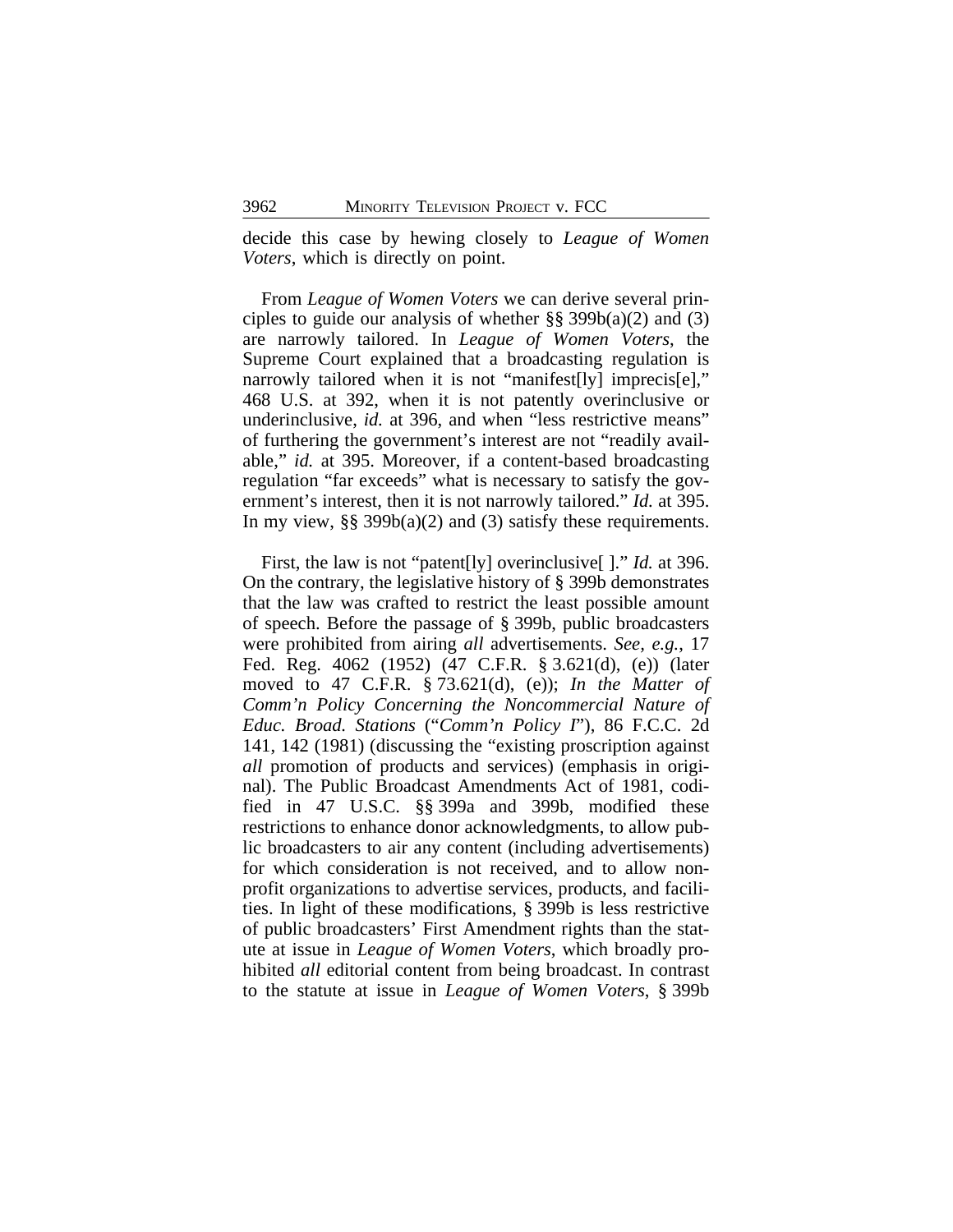decide this case by hewing closely to *League of Women Voters*, which is directly on point.

From *League of Women Voters* we can derive several principles to guide our analysis of whether §§ 399b(a)(2) and (3) are narrowly tailored. In *League of Women Voters*, the Supreme Court explained that a broadcasting regulation is narrowly tailored when it is not "manifest[ly] imprecis[e]," 468 U.S. at 392, when it is not patently overinclusive or underinclusive, *id.* at 396, and when "less restrictive means" of furthering the government's interest are not "readily available," *id.* at 395. Moreover, if a content-based broadcasting regulation "far exceeds" what is necessary to satisfy the government's interest, then it is not narrowly tailored." *Id.* at 395. In my view, §§ 399b(a)(2) and (3) satisfy these requirements.

First, the law is not "patent[ly] overinclusive[ ]." *Id.* at 396. On the contrary, the legislative history of § 399b demonstrates that the law was crafted to restrict the least possible amount of speech. Before the passage of § 399b, public broadcasters were prohibited from airing *all* advertisements. *See, e.g.*, 17 Fed. Reg. 4062 (1952) (47 C.F.R. § 3.621(d), (e)) (later moved to 47 C.F.R. § 73.621(d), (e)); *In the Matter of Comm'n Policy Concerning the Noncommercial Nature of Educ. Broad. Stations* ("*Comm'n Policy I*"), 86 F.C.C. 2d 141, 142 (1981) (discussing the "existing proscription against *all* promotion of products and services) (emphasis in original). The Public Broadcast Amendments Act of 1981, codified in 47 U.S.C. §§ 399a and 399b, modified these restrictions to enhance donor acknowledgments, to allow public broadcasters to air any content (including advertisements) for which consideration is not received, and to allow nonprofit organizations to advertise services, products, and facilities. In light of these modifications, § 399b is less restrictive of public broadcasters' First Amendment rights than the statute at issue in *League of Women Voters*, which broadly prohibited *all* editorial content from being broadcast. In contrast to the statute at issue in *League of Women Voters*, § 399b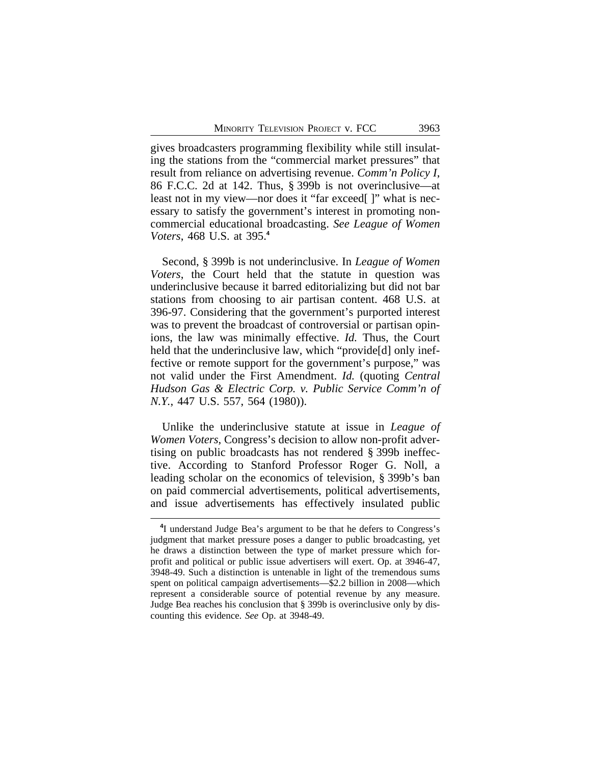gives broadcasters programming flexibility while still insulating the stations from the "commercial market pressures" that result from reliance on advertising revenue. *Comm'n Policy I*, 86 F.C.C. 2d at 142. Thus, § 399b is not overinclusive—at least not in my view—nor does it "far exceed[ ]" what is necessary to satisfy the government's interest in promoting noncommercial educational broadcasting. *See League of Women Voters*, 468 U.S. at 395.[4]

Second, § 399b is not underinclusive. In *League of Women Voters*, the Court held that the statute in question was underinclusive because it barred editorializing but did not bar stations from choosing to air partisan content. 468 U.S. at 396-97. Considering that the government's purported interest was to prevent the broadcast of controversial or partisan opinions, the law was minimally effective. *Id.* Thus, the Court held that the underinclusive law, which "provide[d] only ineffective or remote support for the government's purpose," was not valid under the First Amendment. *Id.* (quoting *Central Hudson Gas & Electric Corp. v. Public Service Comm'n of N.Y.*, 447 U.S. 557, 564 (1980)).

Unlike the underinclusive statute at issue in *League of Women Voters*, Congress's decision to allow non-profit advertising on public broadcasts has not rendered § 399b ineffective. According to Stanford Professor Roger G. Noll, a leading scholar on the economics of television, § 399b's ban on paid commercial advertisements, political advertisements, and issue advertisements has effectively insulated public

[4]I understand Judge Bea's argument to be that he defers to Congress's judgment that market pressure poses a danger to public broadcasting, yet he draws a distinction between the type of market pressure which for-profit and political or public issue advertisers will exert. Op. at 3946-47, 3948-49. Such a distinction is untenable in light of the tremendous sums spent on political campaign advertisements—$2.2 billion in 2008—which represent a considerable source of potential revenue by any measure. Judge Bea reaches his conclusion that § 399b is overinclusive only by discounting this evidence. *See* Op. at 3948-49.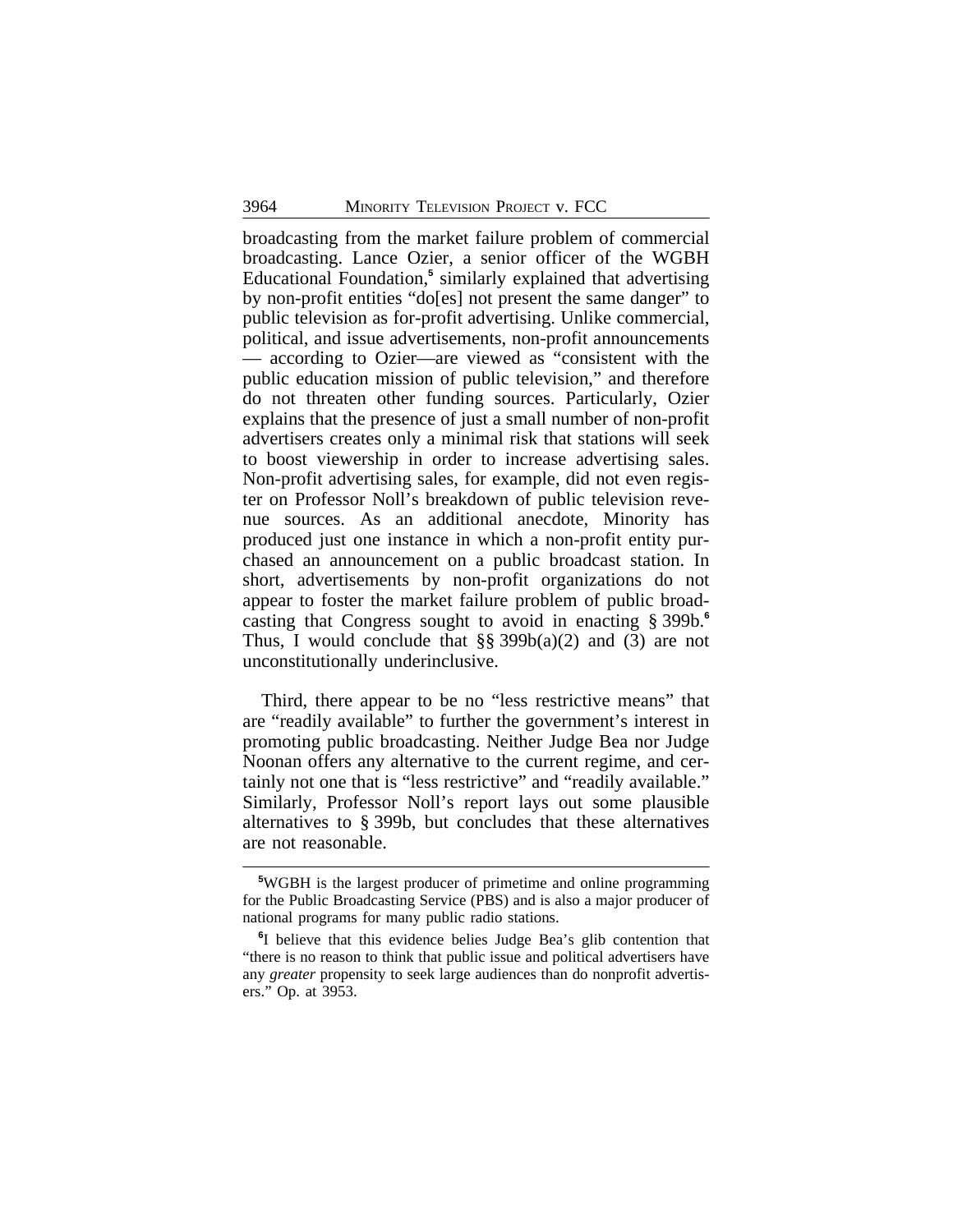broadcasting from the market failure problem of commercial broadcasting. Lance Ozier, a senior officer of the WGBH Educational Foundation,[5] similarly explained that advertising by non-profit entities "do[es] not present the same danger" to public television as for-profit advertising. Unlike commercial, political, and issue advertisements, non-profit announcements — according to Ozier—are viewed as "consistent with the public education mission of public television," and therefore do not threaten other funding sources. Particularly, Ozier explains that the presence of just a small number of non-profit advertisers creates only a minimal risk that stations will seek to boost viewership in order to increase advertising sales. Non-profit advertising sales, for example, did not even register on Professor Noll's breakdown of public television revenue sources. As an additional anecdote, Minority has produced just one instance in which a non-profit entity purchased an announcement on a public broadcast station. In short, advertisements by non-profit organizations do not appear to foster the market failure problem of public broadcasting that Congress sought to avoid in enacting § 399b.[6] Thus, I would conclude that §§ 399b(a)(2) and (3) are not unconstitutionally underinclusive.

Third, there appear to be no "less restrictive means" that are "readily available" to further the government's interest in promoting public broadcasting. Neither Judge Bea nor Judge Noonan offers any alternative to the current regime, and certainly not one that is "less restrictive" and "readily available." Similarly, Professor Noll's report lays out some plausible alternatives to § 399b, but concludes that these alternatives are not reasonable.

---

[5]WGBH is the largest producer of primetime and online programming for the Public Broadcasting Service (PBS) and is also a major producer of national programs for many public radio stations.

[6]I believe that this evidence belies Judge Bea's glib contention that "there is no reason to think that public issue and political advertisers have any *greater* propensity to seek large audiences than do nonprofit advertisers." Op. at 3953.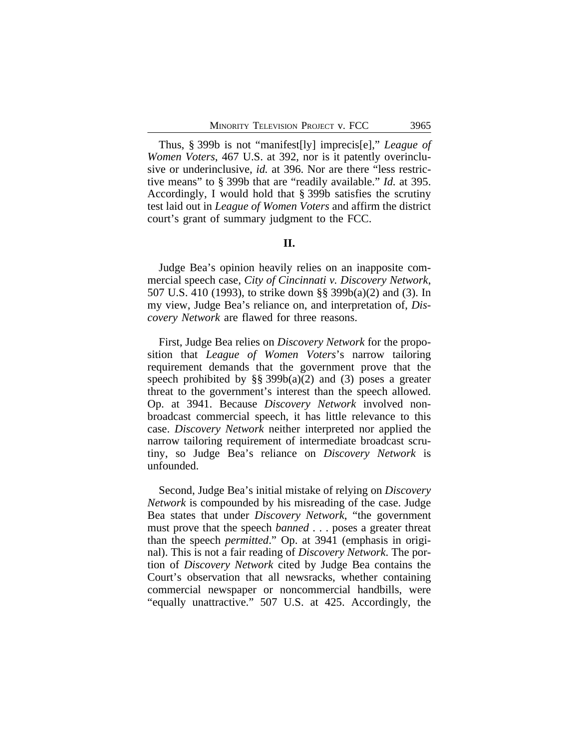Thus, § 399b is not "manifest[ly] imprecis[e]," *League of Women Voters*, 467 U.S. at 392, nor is it patently overinclusive or underinclusive, *id.* at 396. Nor are there "less restrictive means" to § 399b that are "readily available." *Id.* at 395. Accordingly, I would hold that § 399b satisfies the scrutiny test laid out in *League of Women Voters* and affirm the district court's grant of summary judgment to the FCC.

## II.

Judge Bea's opinion heavily relies on an inapposite commercial speech case, *City of Cincinnati v. Discovery Network*, 507 U.S. 410 (1993), to strike down §§ 399b(a)(2) and (3). In my view, Judge Bea's reliance on, and interpretation of, *Discovery Network* are flawed for three reasons.

First, Judge Bea relies on *Discovery Network* for the proposition that *League of Women Voters*'s narrow tailoring requirement demands that the government prove that the speech prohibited by §§ 399b(a)(2) and (3) poses a greater threat to the government's interest than the speech allowed. Op. at 3941. Because *Discovery Network* involved non-broadcast commercial speech, it has little relevance to this case. *Discovery Network* neither interpreted nor applied the narrow tailoring requirement of intermediate broadcast scrutiny, so Judge Bea's reliance on *Discovery Network* is unfounded.

Second, Judge Bea's initial mistake of relying on *Discovery Network* is compounded by his misreading of the case. Judge Bea states that under *Discovery Network*, "the government must prove that the speech *banned* . . . poses a greater threat than the speech *permitted*." Op. at 3941 (emphasis in original). This is not a fair reading of *Discovery Network*. The portion of *Discovery Network* cited by Judge Bea contains the Court's observation that all newsracks, whether containing commercial newspaper or noncommercial handbills, were "equally unattractive." 507 U.S. at 425. Accordingly, the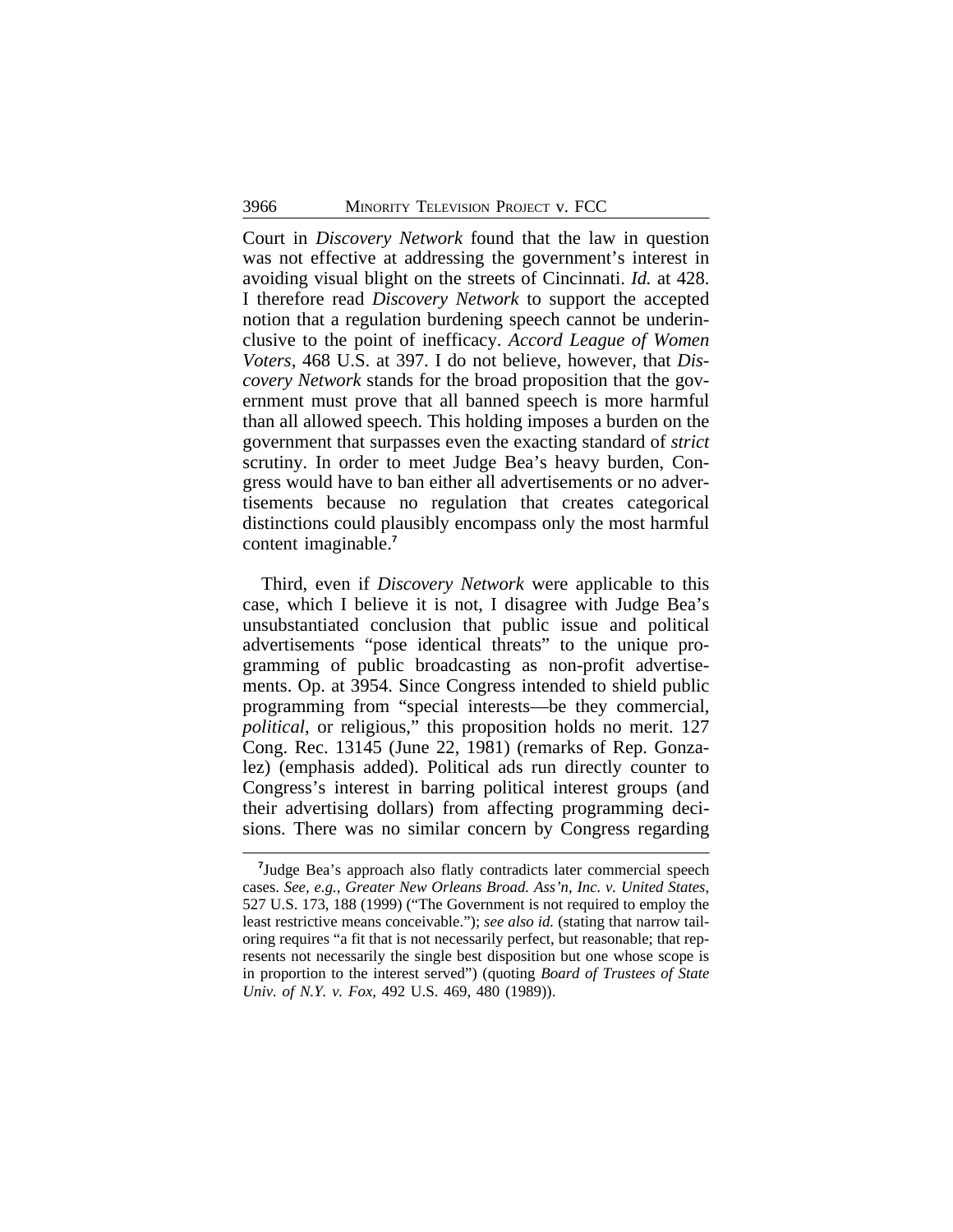Court in *Discovery Network* found that the law in question was not effective at addressing the government's interest in avoiding visual blight on the streets of Cincinnati. *Id.* at 428. I therefore read *Discovery Network* to support the accepted notion that a regulation burdening speech cannot be underinclusive to the point of inefficacy. *Accord League of Women Voters*, 468 U.S. at 397. I do not believe, however, that *Discovery Network* stands for the broad proposition that the government must prove that all banned speech is more harmful than all allowed speech. This holding imposes a burden on the government that surpasses even the exacting standard of *strict* scrutiny. In order to meet Judge Bea's heavy burden, Congress would have to ban either all advertisements or no advertisements because no regulation that creates categorical distinctions could plausibly encompass only the most harmful content imaginable.[7]

Third, even if *Discovery Network* were applicable to this case, which I believe it is not, I disagree with Judge Bea's unsubstantiated conclusion that public issue and political advertisements "pose identical threats" to the unique programming of public broadcasting as non-profit advertisements. Op. at 3954. Since Congress intended to shield public programming from "special interests—be they commercial, *political*, or religious," this proposition holds no merit. 127 Cong. Rec. 13145 (June 22, 1981) (remarks of Rep. Gonzalez) (emphasis added). Political ads run directly counter to Congress's interest in barring political interest groups (and their advertising dollars) from affecting programming decisions. There was no similar concern by Congress regarding

---

[7]Judge Bea's approach also flatly contradicts later commercial speech cases. *See, e.g.*, *Greater New Orleans Broad. Ass'n, Inc. v. United States*, 527 U.S. 173, 188 (1999) ("The Government is not required to employ the least restrictive means conceivable."); *see also id.* (stating that narrow tailoring requires "a fit that is not necessarily perfect, but reasonable; that represents not necessarily the single best disposition but one whose scope is in proportion to the interest served") (quoting *Board of Trustees of State Univ. of N.Y. v. Fox*, 492 U.S. 469, 480 (1989)).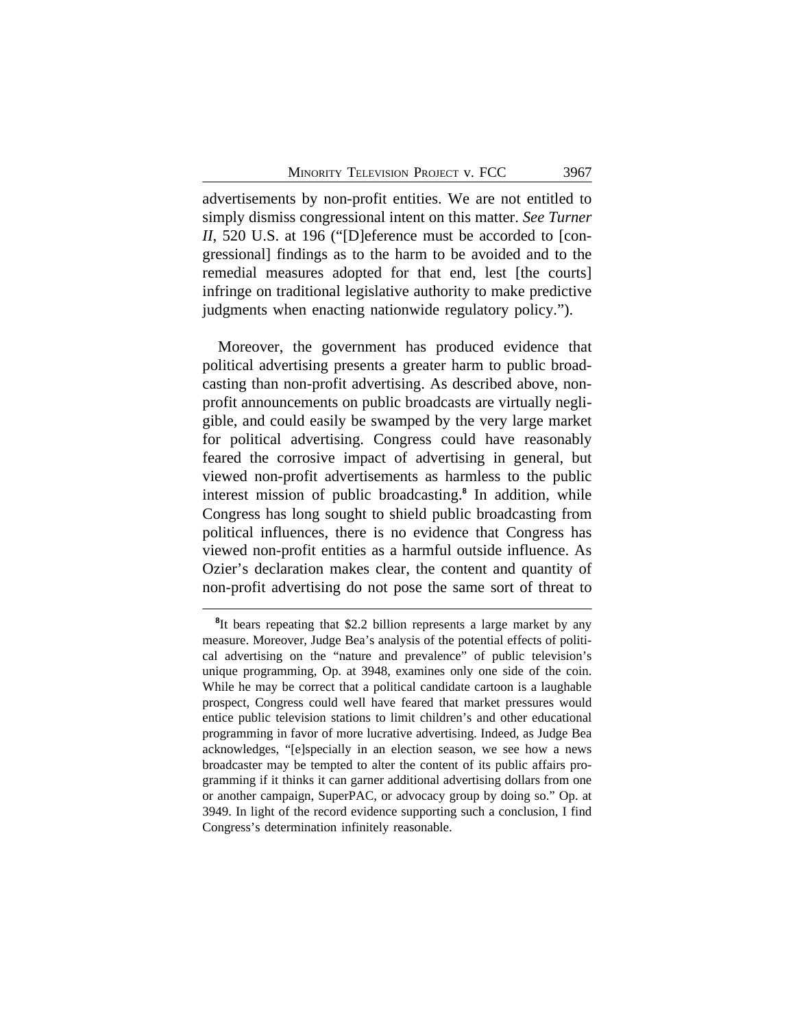advertisements by non-profit entities. We are not entitled to simply dismiss congressional intent on this matter. *See Turner II*, 520 U.S. at 196 ("[D]eference must be accorded to [congressional] findings as to the harm to be avoided and to the remedial measures adopted for that end, lest [the courts] infringe on traditional legislative authority to make predictive judgments when enacting nationwide regulatory policy.").

Moreover, the government has produced evidence that political advertising presents a greater harm to public broadcasting than non-profit advertising. As described above, non-profit announcements on public broadcasts are virtually negligible, and could easily be swamped by the very large market for political advertising. Congress could have reasonably feared the corrosive impact of advertising in general, but viewed non-profit advertisements as harmless to the public interest mission of public broadcasting.[8] In addition, while Congress has long sought to shield public broadcasting from political influences, there is no evidence that Congress has viewed non-profit entities as a harmful outside influence. As Ozier's declaration makes clear, the content and quantity of non-profit advertising do not pose the same sort of threat to

---

[8]It bears repeating that $2.2 billion represents a large market by any measure. Moreover, Judge Bea's analysis of the potential effects of political advertising on the "nature and prevalence" of public television's unique programming, Op. at 3948, examines only one side of the coin. While he may be correct that a political candidate cartoon is a laughable prospect, Congress could well have feared that market pressures would entice public television stations to limit children's and other educational programming in favor of more lucrative advertising. Indeed, as Judge Bea acknowledges, "[e]specially in an election season, we see how a news broadcaster may be tempted to alter the content of its public affairs programming if it thinks it can garner additional advertising dollars from one or another campaign, SuperPAC, or advocacy group by doing so." Op. at 3949. In light of the record evidence supporting such a conclusion, I find Congress's determination infinitely reasonable.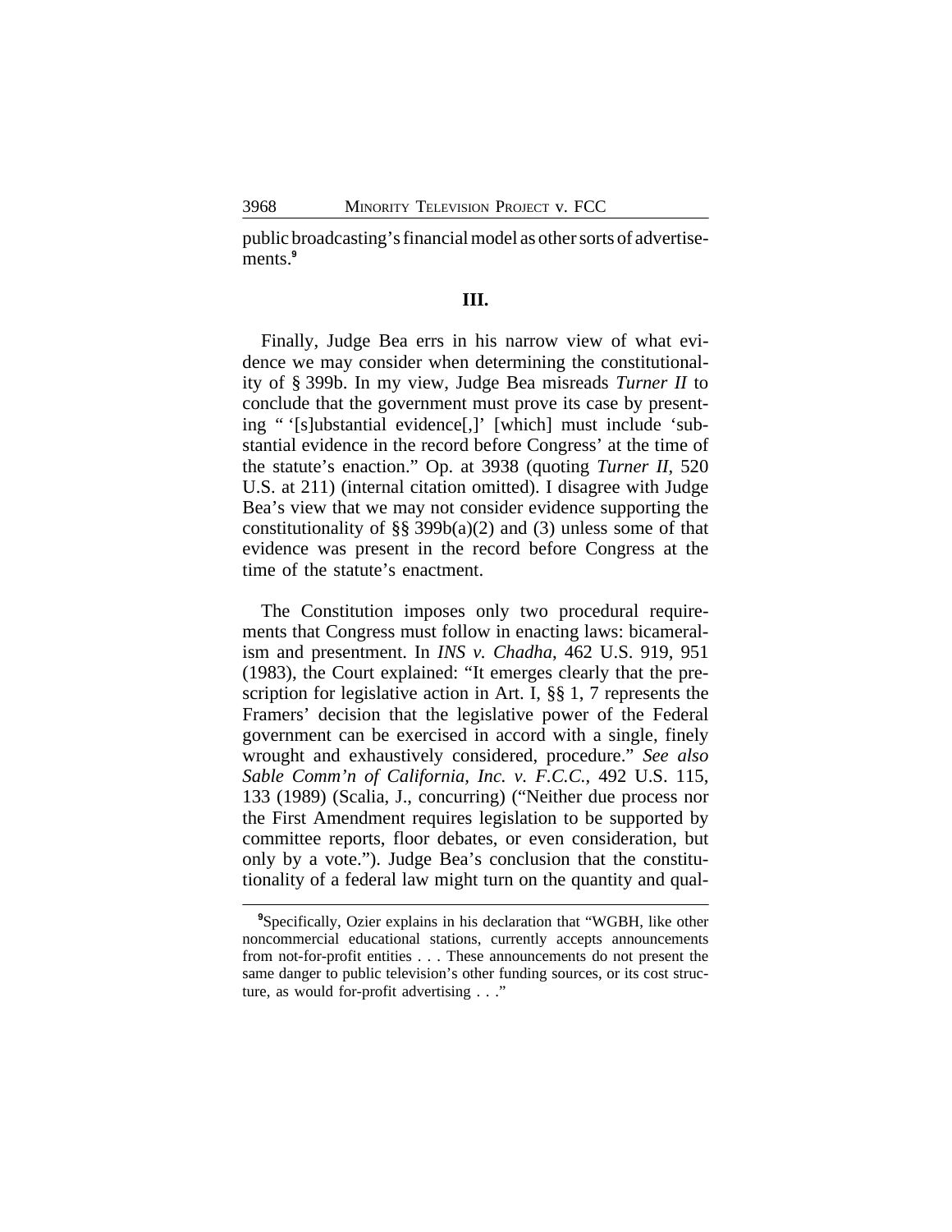public broadcasting's financial model as other sorts of advertisements.[9]

### III.

Finally, Judge Bea errs in his narrow view of what evidence we may consider when determining the constitutionality of § 399b. In my view, Judge Bea misreads *Turner II* to conclude that the government must prove its case by presenting " '[s]ubstantial evidence[,]' [which] must include 'substantial evidence in the record before Congress' at the time of the statute's enaction." Op. at 3938 (quoting *Turner II*, 520 U.S. at 211) (internal citation omitted). I disagree with Judge Bea's view that we may not consider evidence supporting the constitutionality of §§ 399b(a)(2) and (3) unless some of that evidence was present in the record before Congress at the time of the statute's enactment.

The Constitution imposes only two procedural requirements that Congress must follow in enacting laws: bicameralism and presentment. In *INS v. Chadha*, 462 U.S. 919, 951 (1983), the Court explained: "It emerges clearly that the prescription for legislative action in Art. I, §§ 1, 7 represents the Framers' decision that the legislative power of the Federal government can be exercised in accord with a single, finely wrought and exhaustively considered, procedure." *See also Sable Comm'n of California, Inc. v. F.C.C.*, 492 U.S. 115, 133 (1989) (Scalia, J., concurring) ("Neither due process nor the First Amendment requires legislation to be supported by committee reports, floor debates, or even consideration, but only by a vote."). Judge Bea's conclusion that the constitutionality of a federal law might turn on the quantity and qual-

---

[9] Specifically, Ozier explains in his declaration that "WGBH, like other noncommercial educational stations, currently accepts announcements from not-for-profit entities . . . These announcements do not present the same danger to public television's other funding sources, or its cost structure, as would for-profit advertising . . ."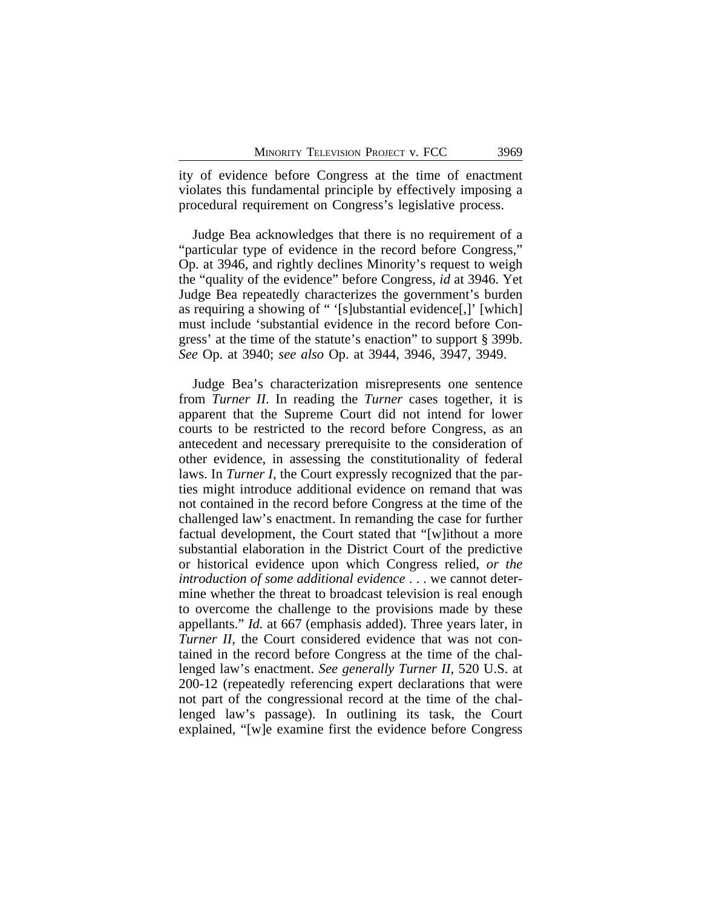ity of evidence before Congress at the time of enactment violates this fundamental principle by effectively imposing a procedural requirement on Congress's legislative process.

Judge Bea acknowledges that there is no requirement of a "particular type of evidence in the record before Congress," Op. at 3946, and rightly declines Minority's request to weigh the "quality of the evidence" before Congress, *id* at 3946. Yet Judge Bea repeatedly characterizes the government's burden as requiring a showing of " '[s]ubstantial evidence[,]' [which] must include 'substantial evidence in the record before Congress' at the time of the statute's enaction" to support § 399b. *See* Op. at 3940; *see also* Op. at 3944, 3946, 3947, 3949.

Judge Bea's characterization misrepresents one sentence from *Turner II*. In reading the *Turner* cases together, it is apparent that the Supreme Court did not intend for lower courts to be restricted to the record before Congress, as an antecedent and necessary prerequisite to the consideration of other evidence, in assessing the constitutionality of federal laws. In *Turner I*, the Court expressly recognized that the parties might introduce additional evidence on remand that was not contained in the record before Congress at the time of the challenged law's enactment. In remanding the case for further factual development, the Court stated that "[w]ithout a more substantial elaboration in the District Court of the predictive or historical evidence upon which Congress relied, *or the introduction of some additional evidence* . . . we cannot determine whether the threat to broadcast television is real enough to overcome the challenge to the provisions made by these appellants." *Id.* at 667 (emphasis added). Three years later, in *Turner II*, the Court considered evidence that was not contained in the record before Congress at the time of the challenged law's enactment. *See generally Turner II*, 520 U.S. at 200-12 (repeatedly referencing expert declarations that were not part of the congressional record at the time of the challenged law's passage). In outlining its task, the Court explained, "[w]e examine first the evidence before Congress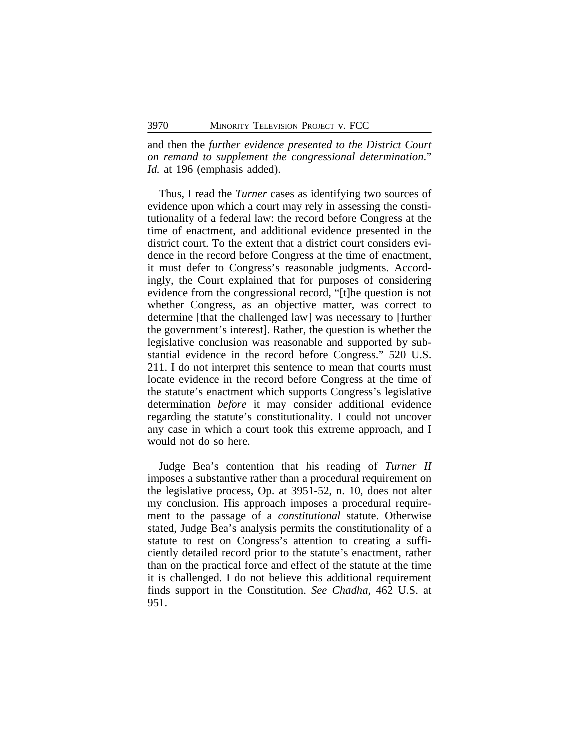and then the *further evidence presented to the District Court on remand to supplement the congressional determination*." *Id.* at 196 (emphasis added).

Thus, I read the *Turner* cases as identifying two sources of evidence upon which a court may rely in assessing the constitutionality of a federal law: the record before Congress at the time of enactment, and additional evidence presented in the district court. To the extent that a district court considers evidence in the record before Congress at the time of enactment, it must defer to Congress's reasonable judgments. Accordingly, the Court explained that for purposes of considering evidence from the congressional record, "[t]he question is not whether Congress, as an objective matter, was correct to determine [that the challenged law] was necessary to [further the government's interest]. Rather, the question is whether the legislative conclusion was reasonable and supported by substantial evidence in the record before Congress." 520 U.S. 211. I do not interpret this sentence to mean that courts must locate evidence in the record before Congress at the time of the statute's enactment which supports Congress's legislative determination *before* it may consider additional evidence regarding the statute's constitutionality. I could not uncover any case in which a court took this extreme approach, and I would not do so here.

Judge Bea's contention that his reading of *Turner II* imposes a substantive rather than a procedural requirement on the legislative process, Op. at 3951-52, n. 10, does not alter my conclusion. His approach imposes a procedural requirement to the passage of a *constitutional* statute. Otherwise stated, Judge Bea's analysis permits the constitutionality of a statute to rest on Congress's attention to creating a sufficiently detailed record prior to the statute's enactment, rather than on the practical force and effect of the statute at the time it is challenged. I do not believe this additional requirement finds support in the Constitution. *See Chadha*, 462 U.S. at 951.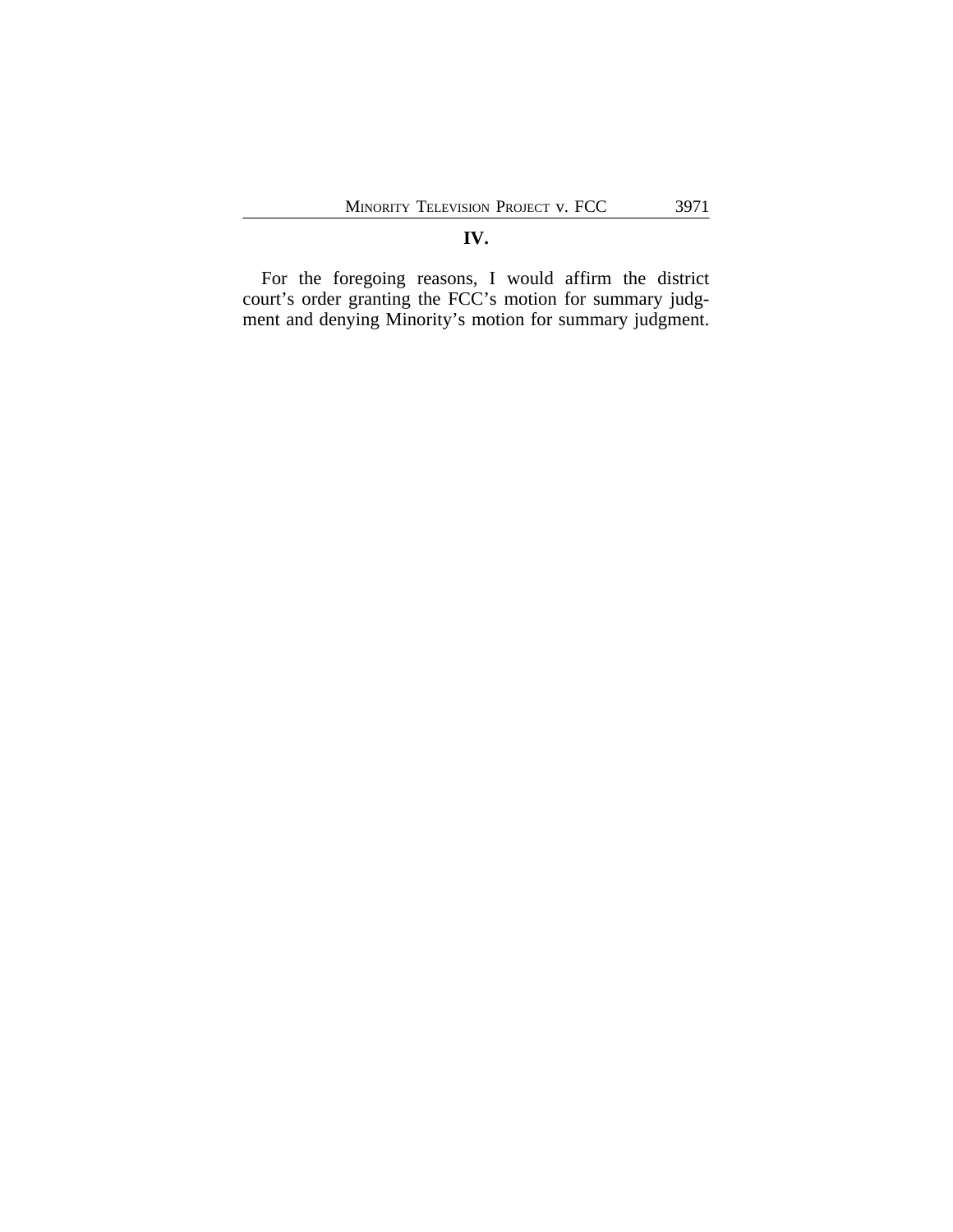## IV.

For the foregoing reasons, I would affirm the district court's order granting the FCC's motion for summary judgment and denying Minority's motion for summary judgment.